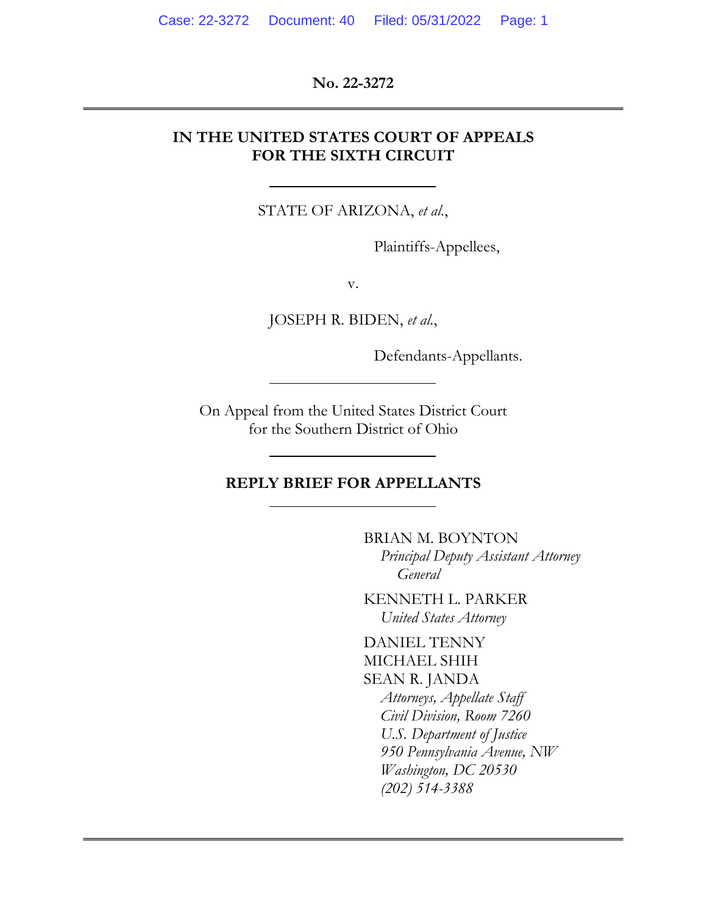No. 22-3272

---

**IN THE UNITED STATES COURT OF APPEALS FOR THE SIXTH CIRCUIT**

---

STATE OF ARIZONA, *et al.*,

Plaintiffs-Appellees,

v.

JOSEPH R. BIDEN, *et al.*,

Defendants-Appellants.

---

On Appeal from the United States District Court for the Southern District of Ohio

---

**REPLY BRIEF FOR APPELLANTS**

---

BRIAN M. BOYNTON
*Principal Deputy Assistant Attorney General*

KENNETH L. PARKER
*United States Attorney*

DANIEL TENNY
MICHAEL SHIH
SEAN R. JANDA
*Attorneys, Appellate Staff*
*Civil Division, Room 7260*
*U.S. Department of Justice*
*950 Pennsylvania Avenue, NW*
*Washington, DC 20530*
*(202) 514-3388*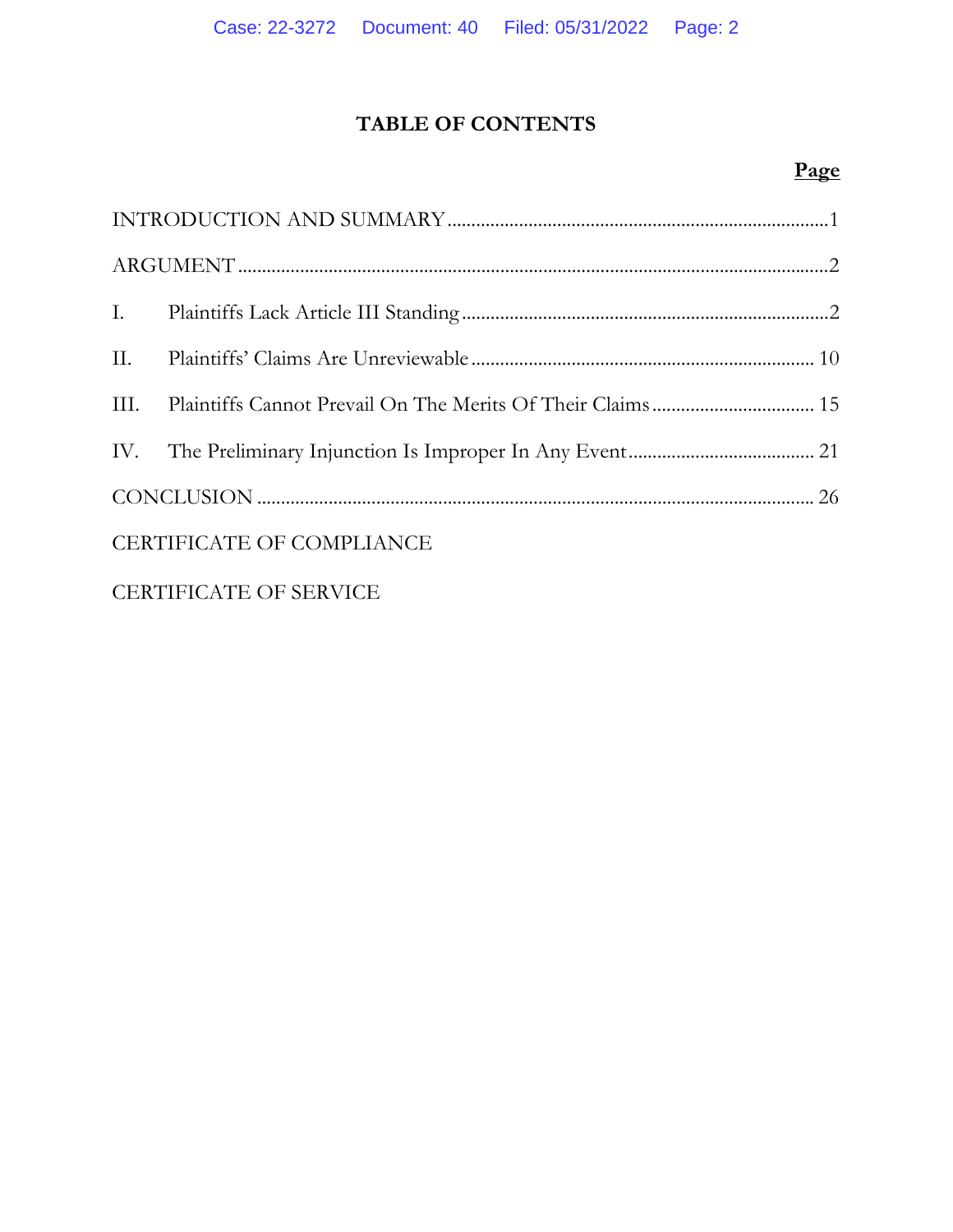# TABLE OF CONTENTS

| | Page |
|---|---|
| INTRODUCTION AND SUMMARY | 1 |
| ARGUMENT | 2 |
| I. Plaintiffs Lack Article III Standing | 2 |
| II. Plaintiffs' Claims Are Unreviewable | 10 |
| III. Plaintiffs Cannot Prevail On The Merits Of Their Claims | 15 |
| IV. The Preliminary Injunction Is Improper In Any Event | 21 |
| CONCLUSION | 26 |
| CERTIFICATE OF COMPLIANCE | |
| CERTIFICATE OF SERVICE | |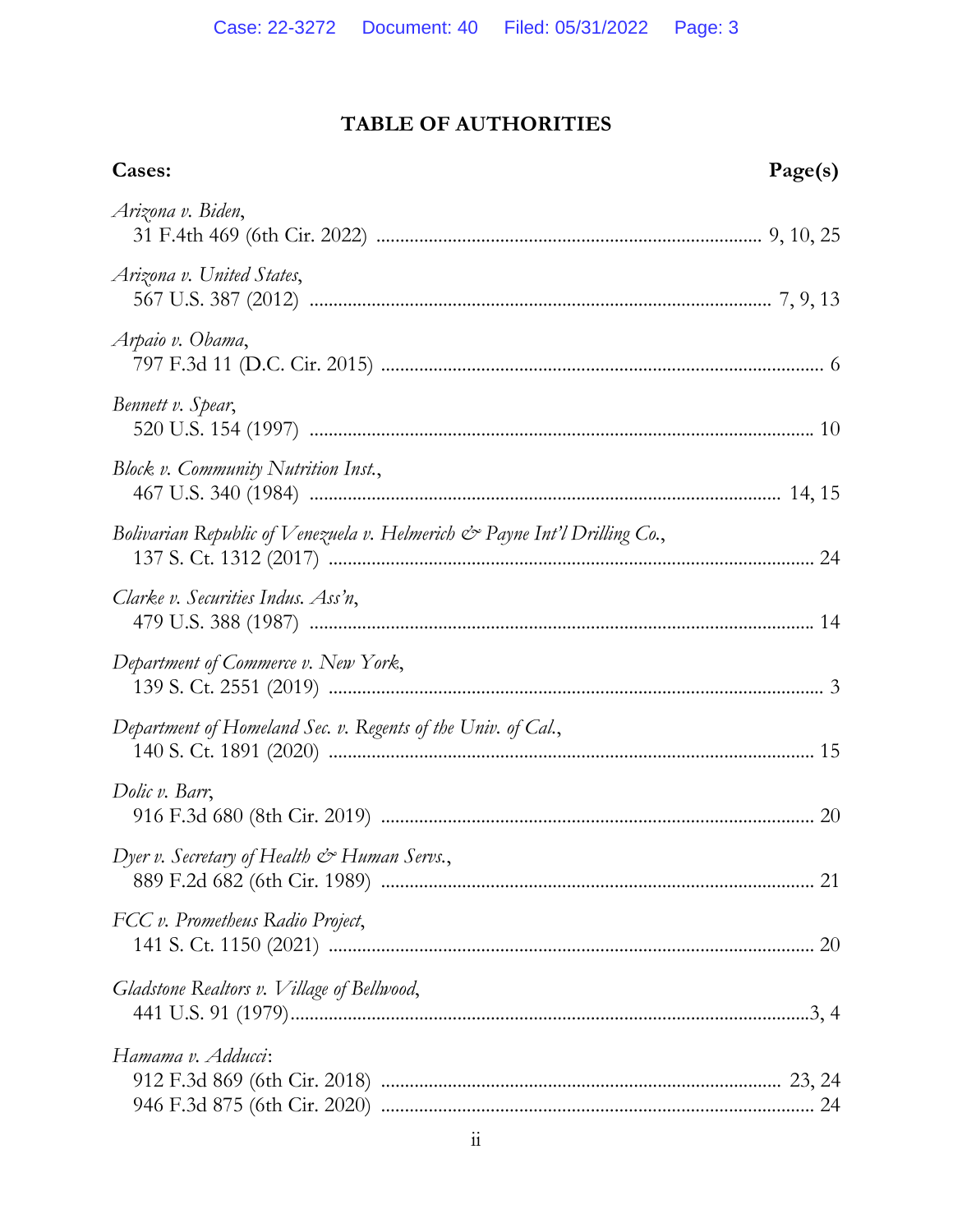# TABLE OF AUTHORITIES

**Cases:** **Page(s)**

*Arizona v. Biden*,
31 F.4th 469 (6th Cir. 2022) .............................................................................. 9, 10, 25

*Arizona v. United States*,
567 U.S. 387 (2012) .............................................................................................. 7, 9, 13

*Arpaio v. Obama*,
797 F.3d 11 (D.C. Cir. 2015) ........................................................................................ 6

*Bennett v. Spear*,
520 U.S. 154 (1997) ..................................................................................................... 10

*Block v. Community Nutrition Inst.*,
467 U.S. 340 (1984) .............................................................................................. 14, 15

*Bolivarian Republic of Venezuela v. Helmerich & Payne Int'l Drilling Co.*,
137 S. Ct. 1312 (2017) ................................................................................................. 24

*Clarke v. Securities Indus. Ass'n*,
479 U.S. 388 (1987) ..................................................................................................... 14

*Department of Commerce v. New York*,
139 S. Ct. 2551 (2019) ................................................................................................... 3

*Department of Homeland Sec. v. Regents of the Univ. of Cal.*,
140 S. Ct. 1891 (2020) ................................................................................................. 15

*Dolic v. Barr*,
916 F.3d 680 (8th Cir. 2019) ...................................................................................... 20

*Dyer v. Secretary of Health & Human Servs.*,
889 F.2d 682 (6th Cir. 1989) ...................................................................................... 21

*FCC v. Prometheus Radio Project*,
141 S. Ct. 1150 (2021) ................................................................................................. 20

*Gladstone Realtors v. Village of Bellwood*,
441 U.S. 91 (1979)..........................................................................................................3, 4

*Hamama v. Adducci*:
912 F.3d 869 (6th Cir. 2018) .................................................................................. 23, 24
946 F.3d 875 (6th Cir. 2020) ...................................................................................... 24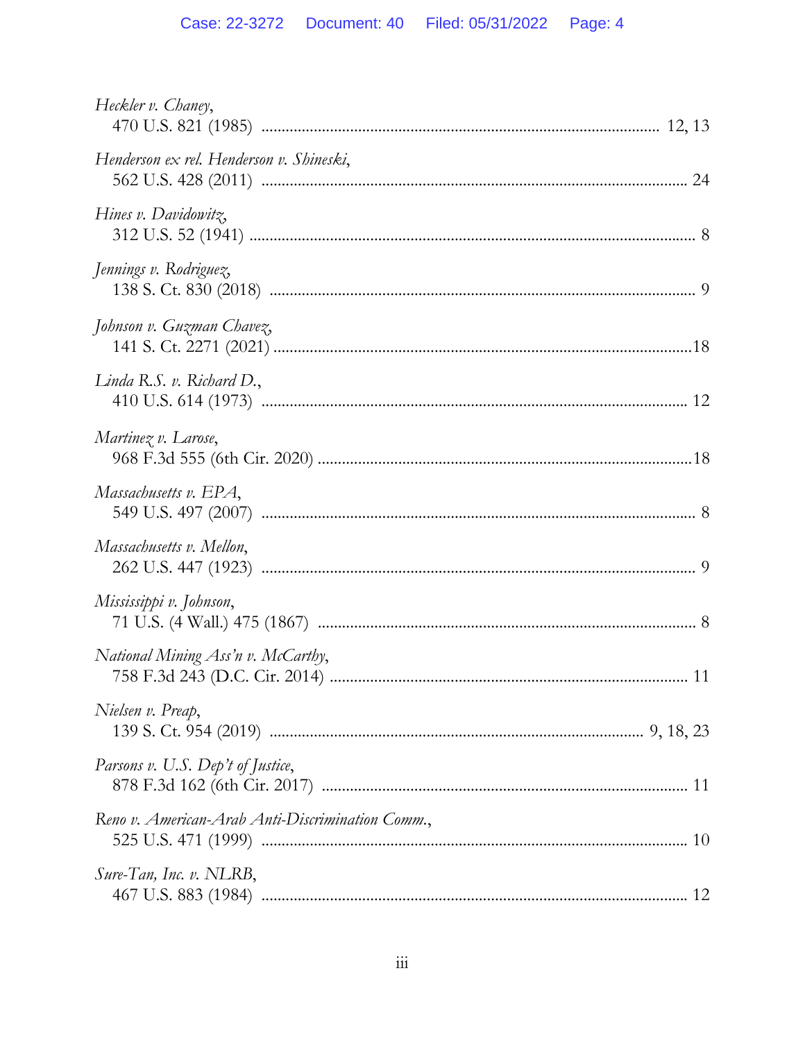*Heckler v. Chaney*,
470 U.S. 821 (1985) .......................................................................................... 12, 13

*Henderson ex rel. Henderson v. Shineski*,
562 U.S. 428 (2011) ................................................................................................ 24

*Hines v. Davidowitz*,
312 U.S. 52 (1941) .................................................................................................... 8

*Jennings v. Rodriguez*,
138 S. Ct. 830 (2018) ................................................................................................ 9

*Johnson v. Guzman Chavez*,
141 S. Ct. 2271 (2021) ............................................................................................ 18

*Linda R.S. v. Richard D.*,
410 U.S. 614 (1973) ................................................................................................ 12

*Martinez v. Larose*,
968 F.3d 555 (6th Cir. 2020) .................................................................................. 18

*Massachusetts v. EPA*,
549 U.S. 497 (2007) .................................................................................................. 8

*Massachusetts v. Mellon*,
262 U.S. 447 (1923) .................................................................................................. 9

*Mississippi v. Johnson*,
71 U.S. (4 Wall.) 475 (1867) .................................................................................... 8

*National Mining Ass'n v. McCarthy*,
758 F.3d 243 (D.C. Cir. 2014) ............................................................................... 11

*Nielsen v. Preap*,
139 S. Ct. 954 (2019) ................................................................................... 9, 18, 23

*Parsons v. U.S. Dep't of Justice*,
878 F.3d 162 (6th Cir. 2017) .................................................................................. 11

*Reno v. American-Arab Anti-Discrimination Comm.*,
525 U.S. 471 (1999) ................................................................................................ 10

*Sure-Tan, Inc. v. NLRB*,
467 U.S. 883 (1984) ................................................................................................ 12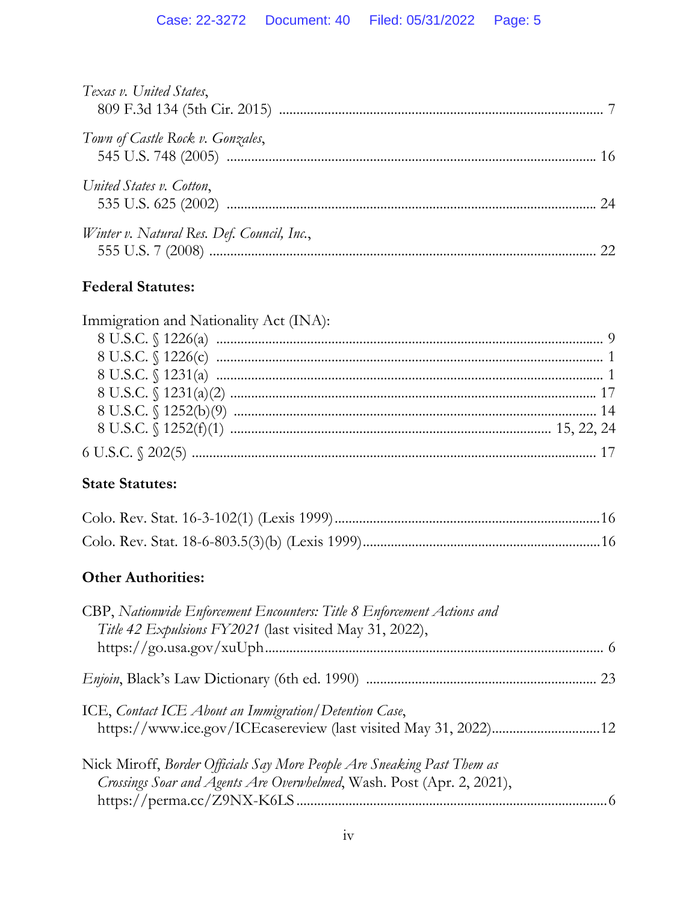*Texas v. United States*,
809 F.3d 134 (5th Cir. 2015) .......................................................................................... 7

*Town of Castle Rock v. Gonzales*,
545 U.S. 748 (2005) ........................................................................................................ 16

*United States v. Cotton*,
535 U.S. 625 (2002) ........................................................................................................ 24

*Winter v. Natural Res. Def. Council, Inc.*,
555 U.S. 7 (2008) ............................................................................................................ 22

**Federal Statutes:**

Immigration and Nationality Act (INA):
8 U.S.C. § 1226(a) ............................................................................................................ 9
8 U.S.C. § 1226(c) ............................................................................................................ 1
8 U.S.C. § 1231(a) ............................................................................................................ 1
8 U.S.C. § 1231(a)(2) ...................................................................................................... 17
8 U.S.C. § 1252(b)(9) ...................................................................................................... 14
8 U.S.C. § 1252(f)(1) ......................................................................................... 15, 22, 24

6 U.S.C. § 202(5) ................................................................................................................ 17

**State Statutes:**

Colo. Rev. Stat. 16-3-102(1) (Lexis 1999)..........................................................................16

Colo. Rev. Stat. 18-6-803.5(3)(b) (Lexis 1999)...................................................................16

**Other Authorities:**

CBP, *Nationwide Enforcement Encounters: Title 8 Enforcement Actions and Title 42 Expulsions FY2021* (last visited May 31, 2022),
https://go.usa.gov/xuUph............................................................................................. 6

*Enjoin*, Black's Law Dictionary (6th ed. 1990) ................................................................ 23

ICE, *Contact ICE About an Immigration/Detention Case*,
https://www.ice.gov/ICEcasereview (last visited May 31, 2022)..............................12

Nick Miroff, *Border Officials Say More People Are Sneaking Past Them as Crossings Soar and Agents Are Overwhelmed*, Wash. Post (Apr. 2, 2021),
https://perma.cc/Z9NX-K6LS......................................................................................6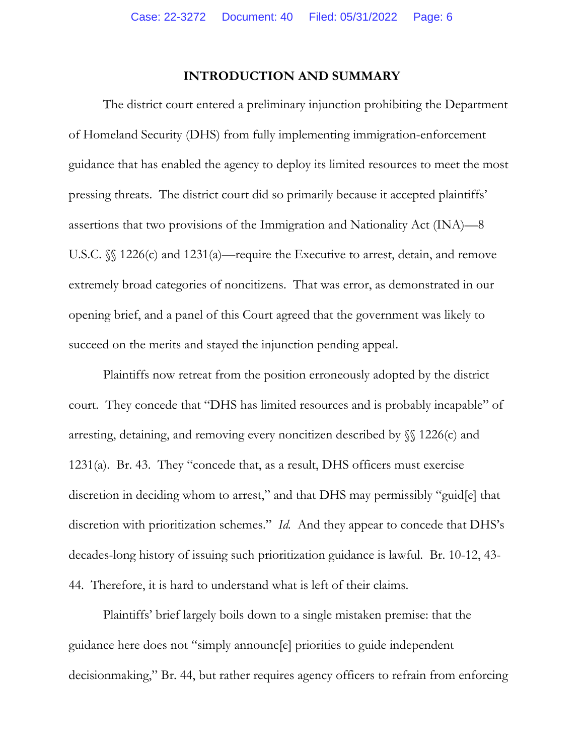## INTRODUCTION AND SUMMARY

The district court entered a preliminary injunction prohibiting the Department of Homeland Security (DHS) from fully implementing immigration-enforcement guidance that has enabled the agency to deploy its limited resources to meet the most pressing threats. The district court did so primarily because it accepted plaintiffs' assertions that two provisions of the Immigration and Nationality Act (INA)—8 U.S.C. §§ 1226(c) and 1231(a)—require the Executive to arrest, detain, and remove extremely broad categories of noncitizens. That was error, as demonstrated in our opening brief, and a panel of this Court agreed that the government was likely to succeed on the merits and stayed the injunction pending appeal.

Plaintiffs now retreat from the position erroneously adopted by the district court. They concede that "DHS has limited resources and is probably incapable" of arresting, detaining, and removing every noncitizen described by §§ 1226(c) and 1231(a). Br. 43. They "concede that, as a result, DHS officers must exercise discretion in deciding whom to arrest," and that DHS may permissibly "guid[e] that discretion with prioritization schemes." *Id.* And they appear to concede that DHS's decades-long history of issuing such prioritization guidance is lawful. Br. 10-12, 43-44. Therefore, it is hard to understand what is left of their claims.

Plaintiffs' brief largely boils down to a single mistaken premise: that the guidance here does not "simply announc[e] priorities to guide independent decisionmaking," Br. 44, but rather requires agency officers to refrain from enforcing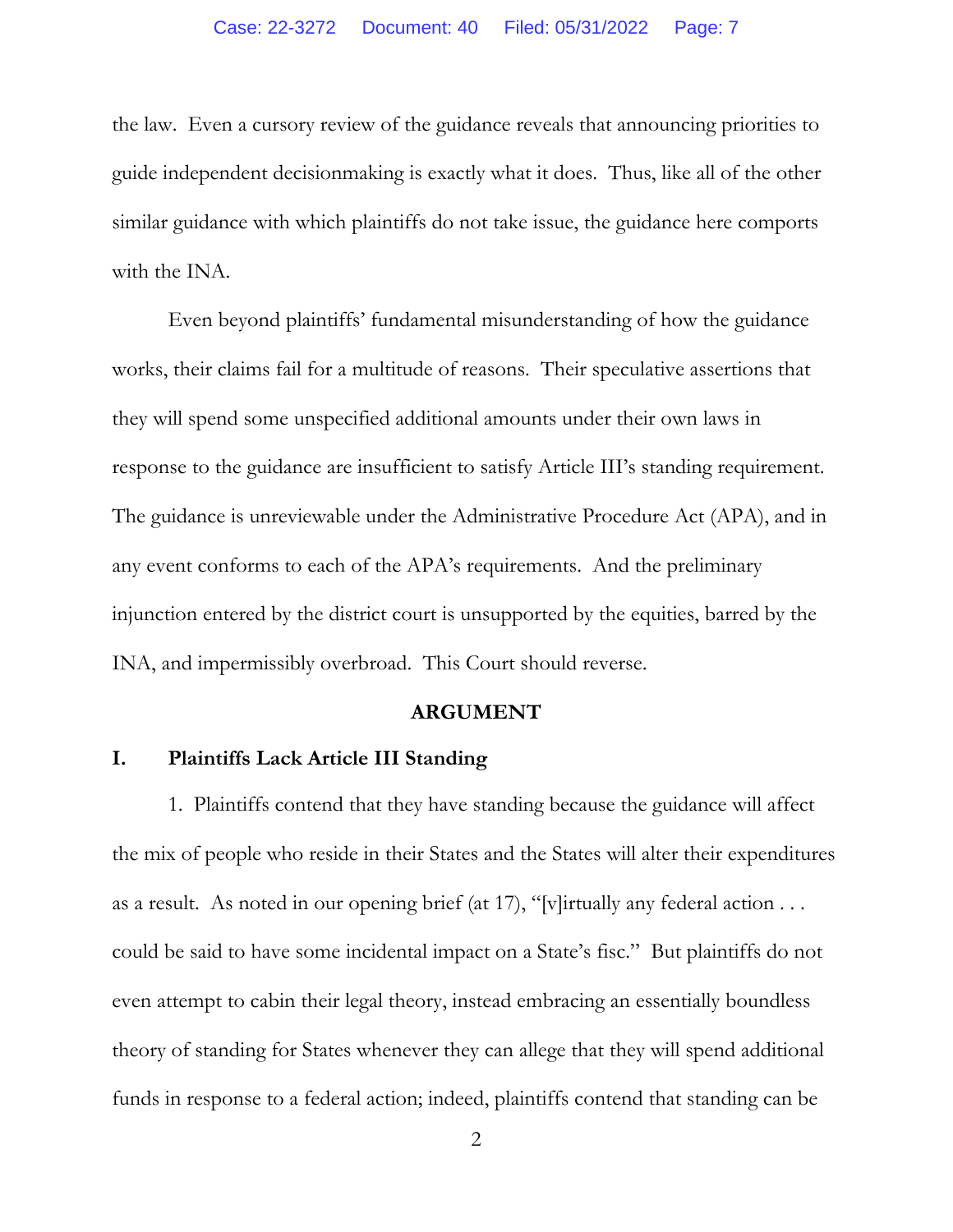the law. Even a cursory review of the guidance reveals that announcing priorities to guide independent decisionmaking is exactly what it does. Thus, like all of the other similar guidance with which plaintiffs do not take issue, the guidance here comports with the INA.

Even beyond plaintiffs' fundamental misunderstanding of how the guidance works, their claims fail for a multitude of reasons. Their speculative assertions that they will spend some unspecified additional amounts under their own laws in response to the guidance are insufficient to satisfy Article III's standing requirement. The guidance is unreviewable under the Administrative Procedure Act (APA), and in any event conforms to each of the APA's requirements. And the preliminary injunction entered by the district court is unsupported by the equities, barred by the INA, and impermissibly overbroad. This Court should reverse.

## ARGUMENT

### I. Plaintiffs Lack Article III Standing

1. Plaintiffs contend that they have standing because the guidance will affect the mix of people who reside in their States and the States will alter their expenditures as a result. As noted in our opening brief (at 17), "[v]irtually any federal action . . . could be said to have some incidental impact on a State's fisc." But plaintiffs do not even attempt to cabin their legal theory, instead embracing an essentially boundless theory of standing for States whenever they can allege that they will spend additional funds in response to a federal action; indeed, plaintiffs contend that standing can be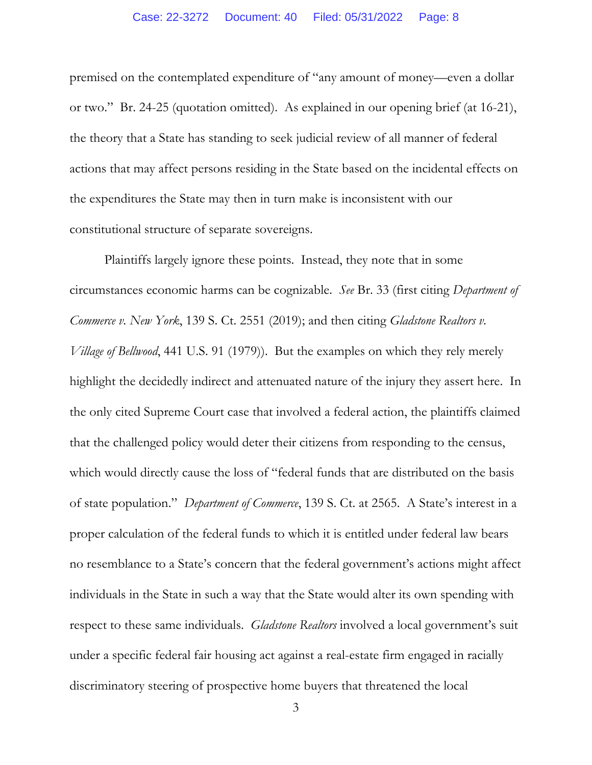premised on the contemplated expenditure of "any amount of money—even a dollar or two." Br. 24-25 (quotation omitted). As explained in our opening brief (at 16-21), the theory that a State has standing to seek judicial review of all manner of federal actions that may affect persons residing in the State based on the incidental effects on the expenditures the State may then in turn make is inconsistent with our constitutional structure of separate sovereigns.

Plaintiffs largely ignore these points. Instead, they note that in some circumstances economic harms can be cognizable. *See* Br. 33 (first citing *Department of Commerce v. New York*, 139 S. Ct. 2551 (2019); and then citing *Gladstone Realtors v. Village of Bellwood*, 441 U.S. 91 (1979)). But the examples on which they rely merely highlight the decidedly indirect and attenuated nature of the injury they assert here. In the only cited Supreme Court case that involved a federal action, the plaintiffs claimed that the challenged policy would deter their citizens from responding to the census, which would directly cause the loss of "federal funds that are distributed on the basis of state population." *Department of Commerce*, 139 S. Ct. at 2565. A State's interest in a proper calculation of the federal funds to which it is entitled under federal law bears no resemblance to a State's concern that the federal government's actions might affect individuals in the State in such a way that the State would alter its own spending with respect to these same individuals. *Gladstone Realtors* involved a local government's suit under a specific federal fair housing act against a real-estate firm engaged in racially discriminatory steering of prospective home buyers that threatened the local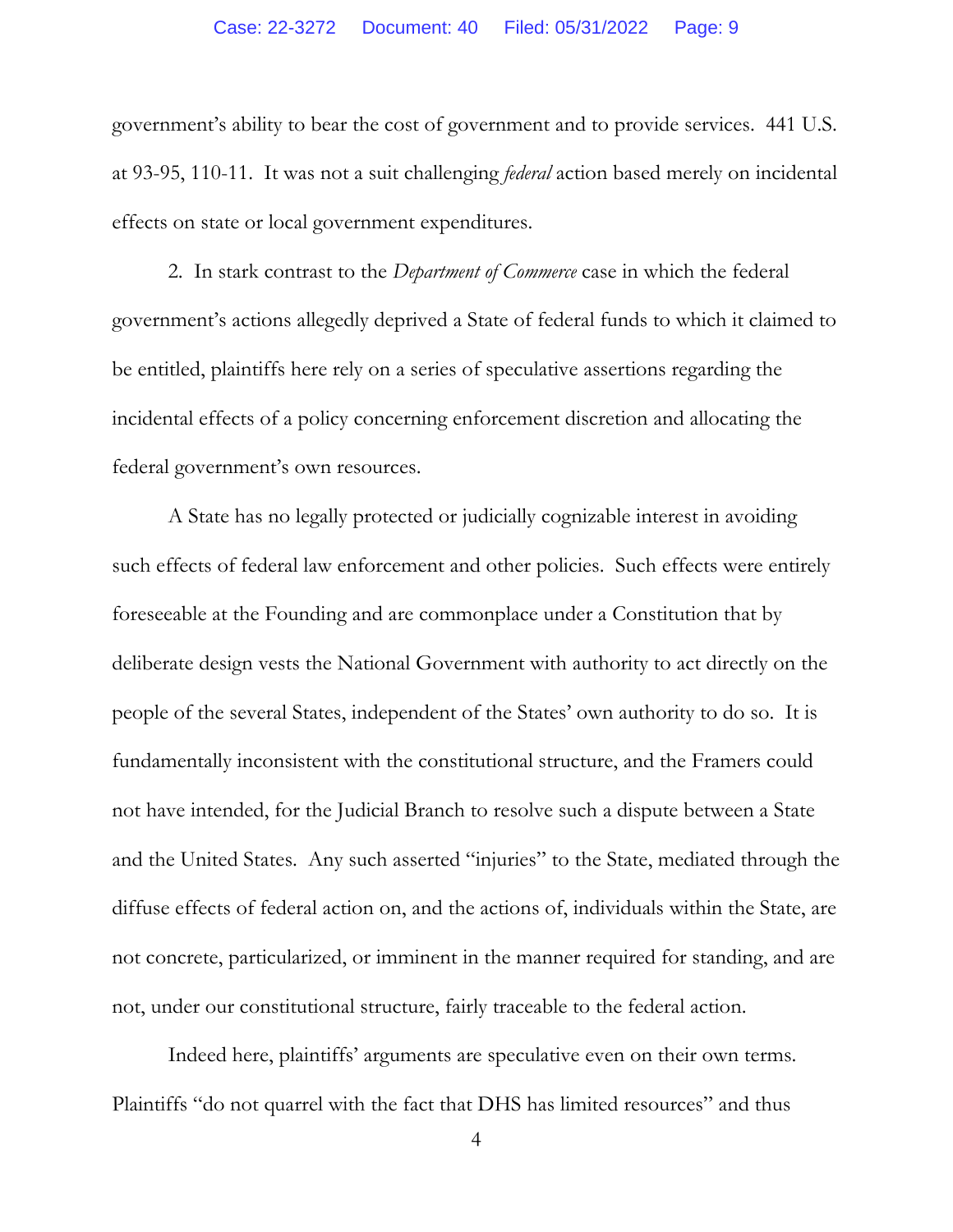government's ability to bear the cost of government and to provide services. 441 U.S. at 93-95, 110-11. It was not a suit challenging *federal* action based merely on incidental effects on state or local government expenditures.

2. In stark contrast to the *Department of Commerce* case in which the federal government's actions allegedly deprived a State of federal funds to which it claimed to be entitled, plaintiffs here rely on a series of speculative assertions regarding the incidental effects of a policy concerning enforcement discretion and allocating the federal government's own resources.

A State has no legally protected or judicially cognizable interest in avoiding such effects of federal law enforcement and other policies. Such effects were entirely foreseeable at the Founding and are commonplace under a Constitution that by deliberate design vests the National Government with authority to act directly on the people of the several States, independent of the States' own authority to do so. It is fundamentally inconsistent with the constitutional structure, and the Framers could not have intended, for the Judicial Branch to resolve such a dispute between a State and the United States. Any such asserted "injuries" to the State, mediated through the diffuse effects of federal action on, and the actions of, individuals within the State, are not concrete, particularized, or imminent in the manner required for standing, and are not, under our constitutional structure, fairly traceable to the federal action.

Indeed here, plaintiffs' arguments are speculative even on their own terms. Plaintiffs "do not quarrel with the fact that DHS has limited resources" and thus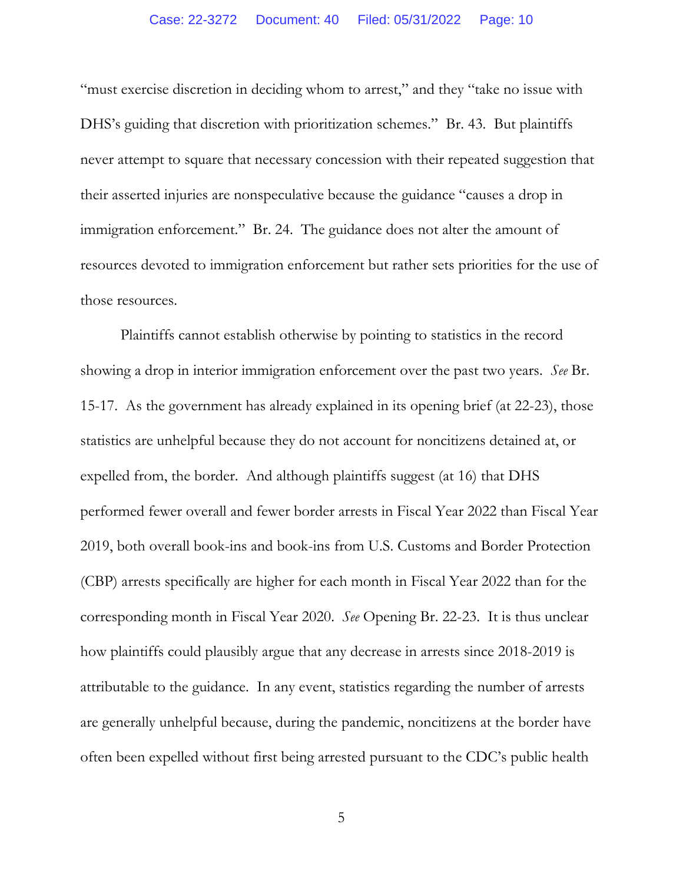"must exercise discretion in deciding whom to arrest," and they "take no issue with DHS's guiding that discretion with prioritization schemes." Br. 43. But plaintiffs never attempt to square that necessary concession with their repeated suggestion that their asserted injuries are nonspeculative because the guidance "causes a drop in immigration enforcement." Br. 24. The guidance does not alter the amount of resources devoted to immigration enforcement but rather sets priorities for the use of those resources.

Plaintiffs cannot establish otherwise by pointing to statistics in the record showing a drop in interior immigration enforcement over the past two years. *See* Br. 15-17. As the government has already explained in its opening brief (at 22-23), those statistics are unhelpful because they do not account for noncitizens detained at, or expelled from, the border. And although plaintiffs suggest (at 16) that DHS performed fewer overall and fewer border arrests in Fiscal Year 2022 than Fiscal Year 2019, both overall book-ins and book-ins from U.S. Customs and Border Protection (CBP) arrests specifically are higher for each month in Fiscal Year 2022 than for the corresponding month in Fiscal Year 2020. *See* Opening Br. 22-23. It is thus unclear how plaintiffs could plausibly argue that any decrease in arrests since 2018-2019 is attributable to the guidance. In any event, statistics regarding the number of arrests are generally unhelpful because, during the pandemic, noncitizens at the border have often been expelled without first being arrested pursuant to the CDC's public health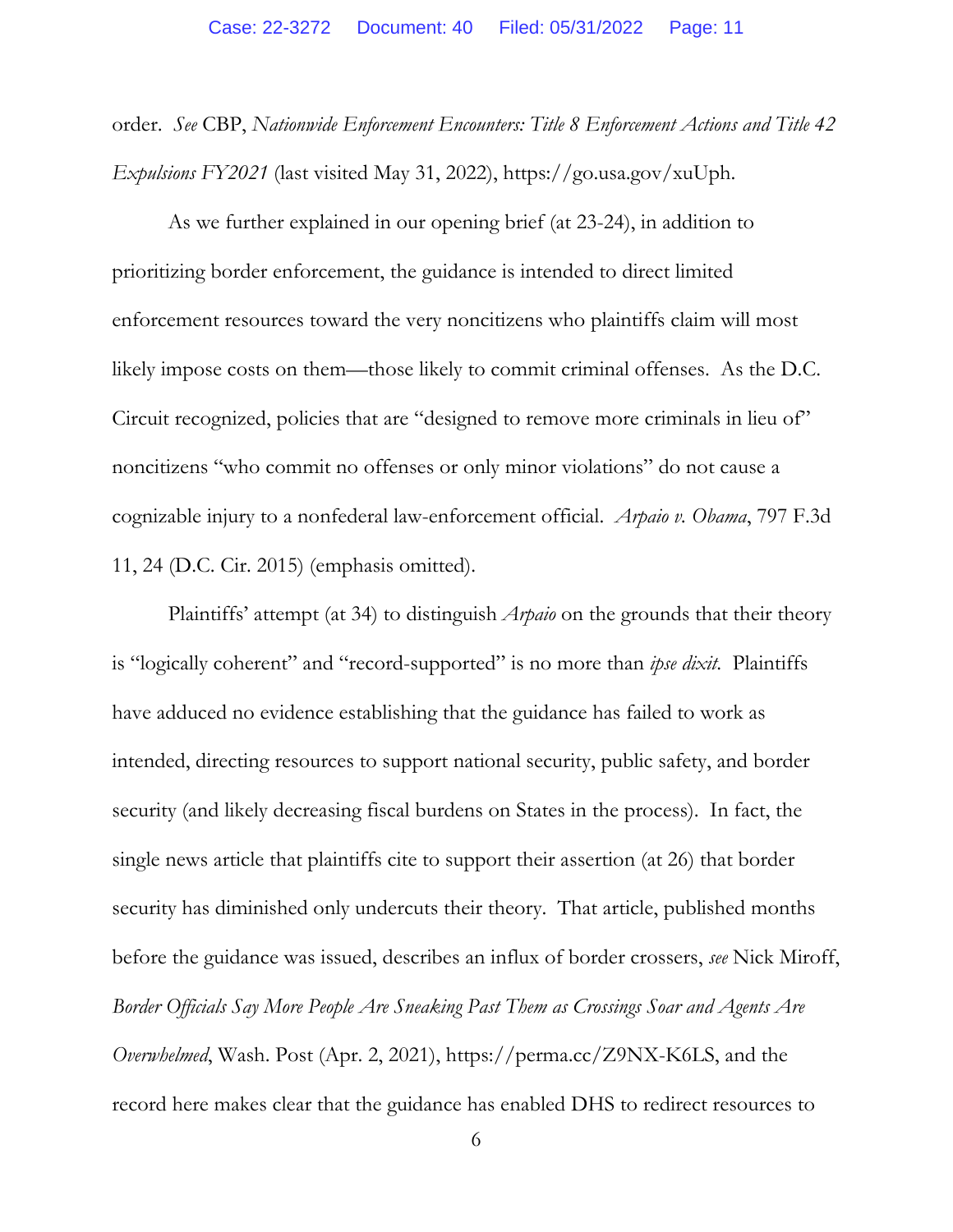order. *See* CBP, *Nationwide Enforcement Encounters: Title 8 Enforcement Actions and Title 42 Expulsions FY2021* (last visited May 31, 2022), https://go.usa.gov/xuUph.

As we further explained in our opening brief (at 23-24), in addition to prioritizing border enforcement, the guidance is intended to direct limited enforcement resources toward the very noncitizens who plaintiffs claim will most likely impose costs on them—those likely to commit criminal offenses. As the D.C. Circuit recognized, policies that are "designed to remove more criminals in lieu of" noncitizens "who commit no offenses or only minor violations" do not cause a cognizable injury to a nonfederal law-enforcement official. *Arpaio v. Obama*, 797 F.3d 11, 24 (D.C. Cir. 2015) (emphasis omitted).

Plaintiffs' attempt (at 34) to distinguish *Arpaio* on the grounds that their theory is "logically coherent" and "record-supported" is no more than *ipse dixit*. Plaintiffs have adduced no evidence establishing that the guidance has failed to work as intended, directing resources to support national security, public safety, and border security (and likely decreasing fiscal burdens on States in the process). In fact, the single news article that plaintiffs cite to support their assertion (at 26) that border security has diminished only undercuts their theory. That article, published months before the guidance was issued, describes an influx of border crossers, *see* Nick Miroff, *Border Officials Say More People Are Sneaking Past Them as Crossings Soar and Agents Are Overwhelmed*, Wash. Post (Apr. 2, 2021), https://perma.cc/Z9NX-K6LS, and the record here makes clear that the guidance has enabled DHS to redirect resources to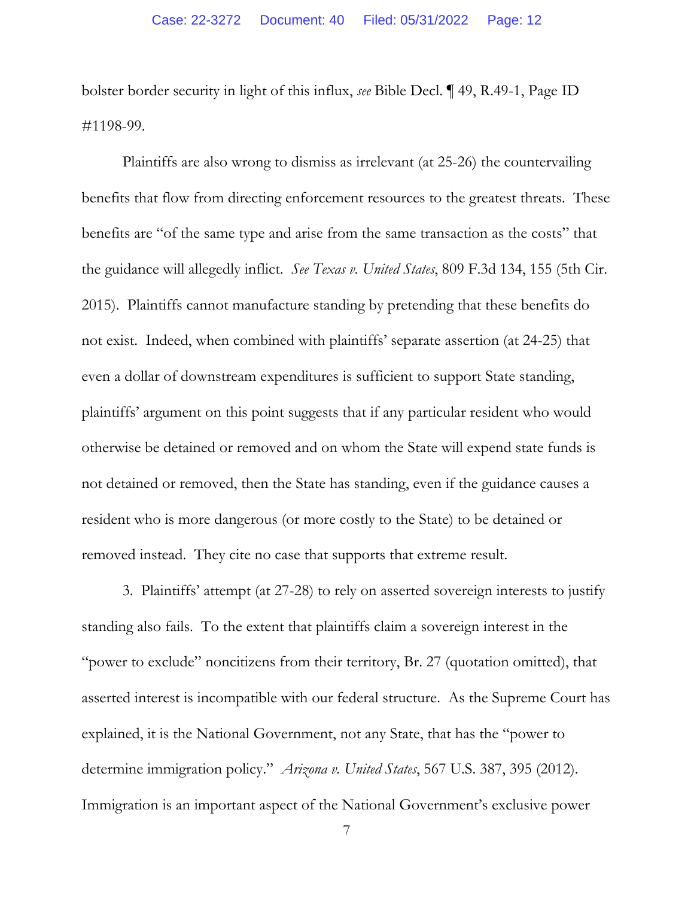bolster border security in light of this influx, *see* Bible Decl. ¶ 49, R.49-1, Page ID #1198-99.

Plaintiffs are also wrong to dismiss as irrelevant (at 25-26) the countervailing benefits that flow from directing enforcement resources to the greatest threats. These benefits are "of the same type and arise from the same transaction as the costs" that the guidance will allegedly inflict. *See Texas v. United States*, 809 F.3d 134, 155 (5th Cir. 2015). Plaintiffs cannot manufacture standing by pretending that these benefits do not exist. Indeed, when combined with plaintiffs' separate assertion (at 24-25) that even a dollar of downstream expenditures is sufficient to support State standing, plaintiffs' argument on this point suggests that if any particular resident who would otherwise be detained or removed and on whom the State will expend state funds is not detained or removed, then the State has standing, even if the guidance causes a resident who is more dangerous (or more costly to the State) to be detained or removed instead. They cite no case that supports that extreme result.

3. Plaintiffs' attempt (at 27-28) to rely on asserted sovereign interests to justify standing also fails. To the extent that plaintiffs claim a sovereign interest in the "power to exclude" noncitizens from their territory, Br. 27 (quotation omitted), that asserted interest is incompatible with our federal structure. As the Supreme Court has explained, it is the National Government, not any State, that has the "power to determine immigration policy." *Arizona v. United States*, 567 U.S. 387, 395 (2012). Immigration is an important aspect of the National Government's exclusive power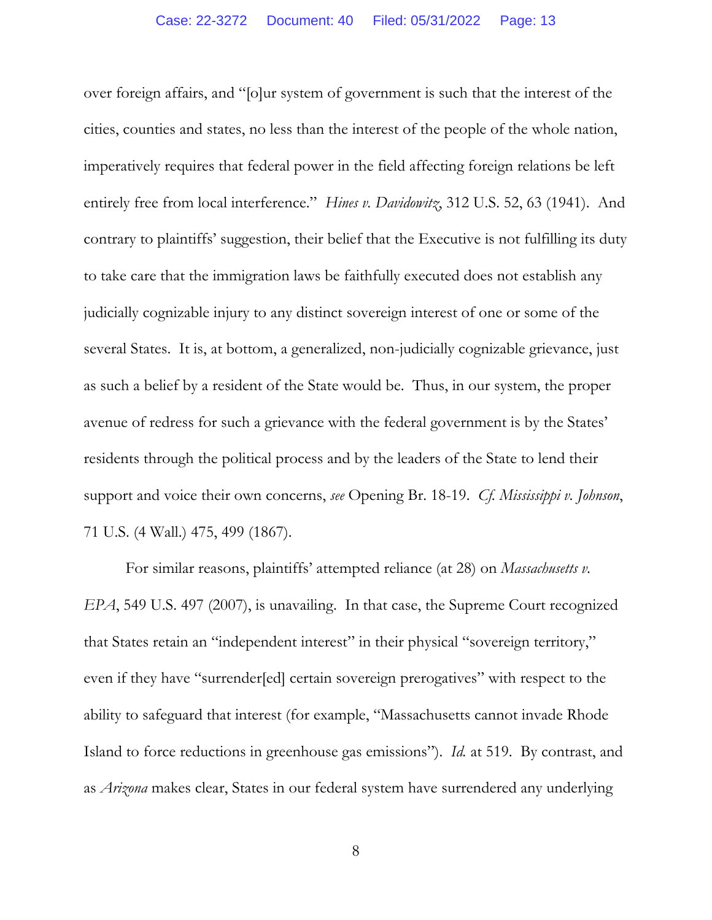over foreign affairs, and "[o]ur system of government is such that the interest of the cities, counties and states, no less than the interest of the people of the whole nation, imperatively requires that federal power in the field affecting foreign relations be left entirely free from local interference." *Hines v. Davidowitz*, 312 U.S. 52, 63 (1941). And contrary to plaintiffs' suggestion, their belief that the Executive is not fulfilling its duty to take care that the immigration laws be faithfully executed does not establish any judicially cognizable injury to any distinct sovereign interest of one or some of the several States. It is, at bottom, a generalized, non-judicially cognizable grievance, just as such a belief by a resident of the State would be. Thus, in our system, the proper avenue of redress for such a grievance with the federal government is by the States' residents through the political process and by the leaders of the State to lend their support and voice their own concerns, *see* Opening Br. 18-19. *Cf. Mississippi v. Johnson*, 71 U.S. (4 Wall.) 475, 499 (1867).

For similar reasons, plaintiffs' attempted reliance (at 28) on *Massachusetts v. EPA*, 549 U.S. 497 (2007), is unavailing. In that case, the Supreme Court recognized that States retain an "independent interest" in their physical "sovereign territory," even if they have "surrender[ed] certain sovereign prerogatives" with respect to the ability to safeguard that interest (for example, "Massachusetts cannot invade Rhode Island to force reductions in greenhouse gas emissions"). *Id.* at 519. By contrast, and as *Arizona* makes clear, States in our federal system have surrendered any underlying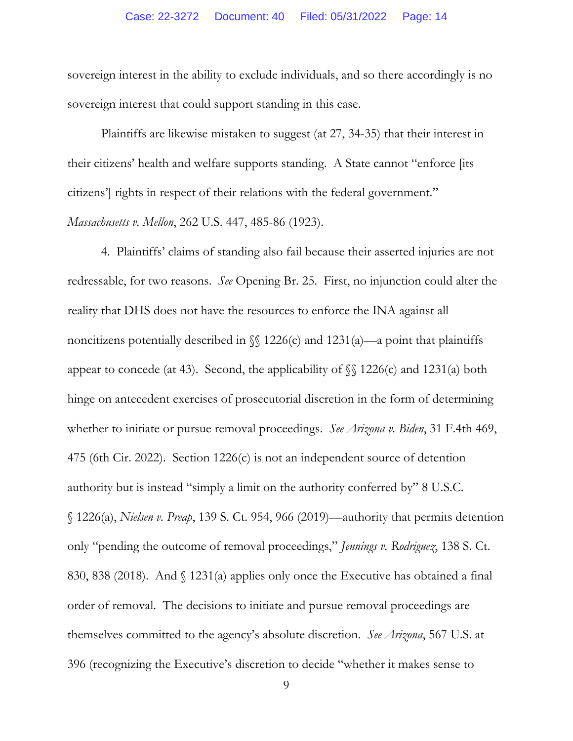sovereign interest in the ability to exclude individuals, and so there accordingly is no sovereign interest that could support standing in this case.

Plaintiffs are likewise mistaken to suggest (at 27, 34-35) that their interest in their citizens' health and welfare supports standing. A State cannot "enforce [its citizens'] rights in respect of their relations with the federal government." *Massachusetts v. Mellon*, 262 U.S. 447, 485-86 (1923).

4. Plaintiffs' claims of standing also fail because their asserted injuries are not redressable, for two reasons. *See* Opening Br. 25. First, no injunction could alter the reality that DHS does not have the resources to enforce the INA against all noncitizens potentially described in §§ 1226(c) and 1231(a)—a point that plaintiffs appear to concede (at 43). Second, the applicability of §§ 1226(c) and 1231(a) both hinge on antecedent exercises of prosecutorial discretion in the form of determining whether to initiate or pursue removal proceedings. *See Arizona v. Biden*, 31 F.4th 469, 475 (6th Cir. 2022). Section 1226(c) is not an independent source of detention authority but is instead "simply a limit on the authority conferred by" 8 U.S.C. § 1226(a), *Nielsen v. Preap*, 139 S. Ct. 954, 966 (2019)—authority that permits detention only "pending the outcome of removal proceedings," *Jennings v. Rodriguez*, 138 S. Ct. 830, 838 (2018). And § 1231(a) applies only once the Executive has obtained a final order of removal. The decisions to initiate and pursue removal proceedings are themselves committed to the agency's absolute discretion. *See Arizona*, 567 U.S. at 396 (recognizing the Executive's discretion to decide "whether it makes sense to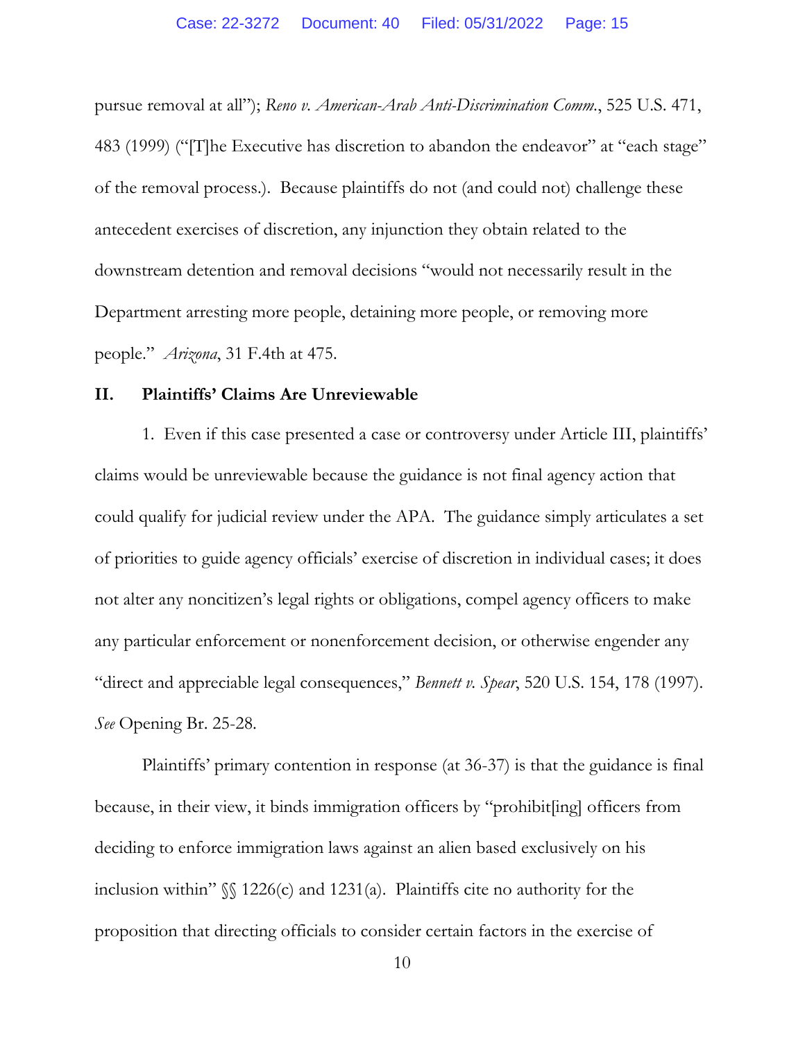pursue removal at all"); *Reno v. American-Arab Anti-Discrimination Comm.*, 525 U.S. 471, 483 (1999) ("[T]he Executive has discretion to abandon the endeavor" at "each stage" of the removal process.). Because plaintiffs do not (and could not) challenge these antecedent exercises of discretion, any injunction they obtain related to the downstream detention and removal decisions "would not necessarily result in the Department arresting more people, detaining more people, or removing more people." *Arizona*, 31 F.4th at 475.

## II. Plaintiffs' Claims Are Unreviewable

1. Even if this case presented a case or controversy under Article III, plaintiffs' claims would be unreviewable because the guidance is not final agency action that could qualify for judicial review under the APA. The guidance simply articulates a set of priorities to guide agency officials' exercise of discretion in individual cases; it does not alter any noncitizen's legal rights or obligations, compel agency officers to make any particular enforcement or nonenforcement decision, or otherwise engender any "direct and appreciable legal consequences," *Bennett v. Spear*, 520 U.S. 154, 178 (1997). *See* Opening Br. 25-28.

Plaintiffs' primary contention in response (at 36-37) is that the guidance is final because, in their view, it binds immigration officers by "prohibit[ing] officers from deciding to enforce immigration laws against an alien based exclusively on his inclusion within" §§ 1226(c) and 1231(a). Plaintiffs cite no authority for the proposition that directing officials to consider certain factors in the exercise of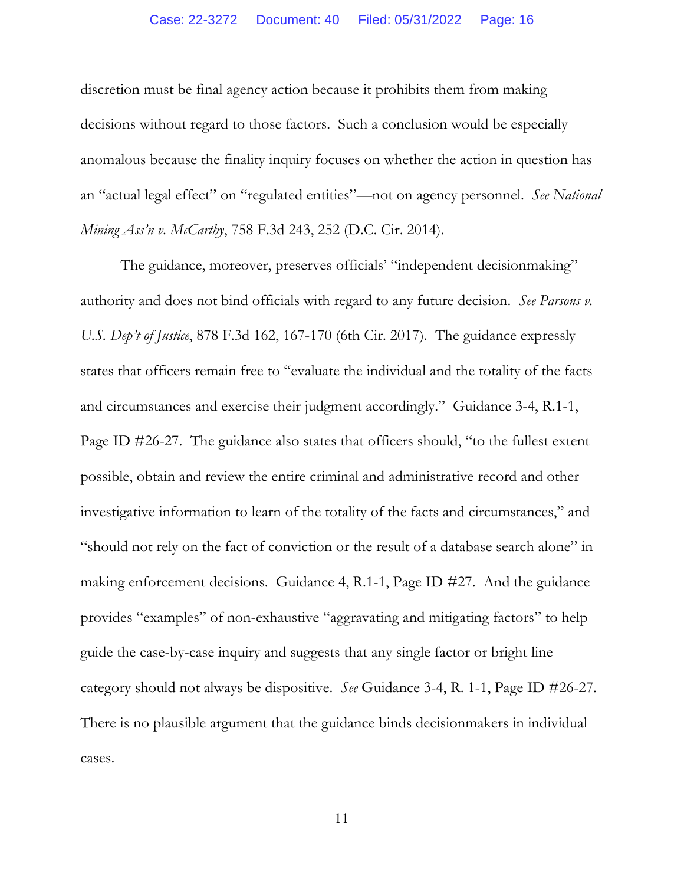discretion must be final agency action because it prohibits them from making decisions without regard to those factors. Such a conclusion would be especially anomalous because the finality inquiry focuses on whether the action in question has an "actual legal effect" on "regulated entities"—not on agency personnel. *See National Mining Ass'n v. McCarthy*, 758 F.3d 243, 252 (D.C. Cir. 2014).

The guidance, moreover, preserves officials' "independent decisionmaking" authority and does not bind officials with regard to any future decision. *See Parsons v. U.S. Dep't of Justice*, 878 F.3d 162, 167-170 (6th Cir. 2017). The guidance expressly states that officers remain free to "evaluate the individual and the totality of the facts and circumstances and exercise their judgment accordingly." Guidance 3-4, R.1-1, Page ID #26-27. The guidance also states that officers should, "to the fullest extent possible, obtain and review the entire criminal and administrative record and other investigative information to learn of the totality of the facts and circumstances," and "should not rely on the fact of conviction or the result of a database search alone" in making enforcement decisions. Guidance 4, R.1-1, Page ID #27. And the guidance provides "examples" of non-exhaustive "aggravating and mitigating factors" to help guide the case-by-case inquiry and suggests that any single factor or bright line category should not always be dispositive. *See* Guidance 3-4, R. 1-1, Page ID #26-27. There is no plausible argument that the guidance binds decisionmakers in individual cases.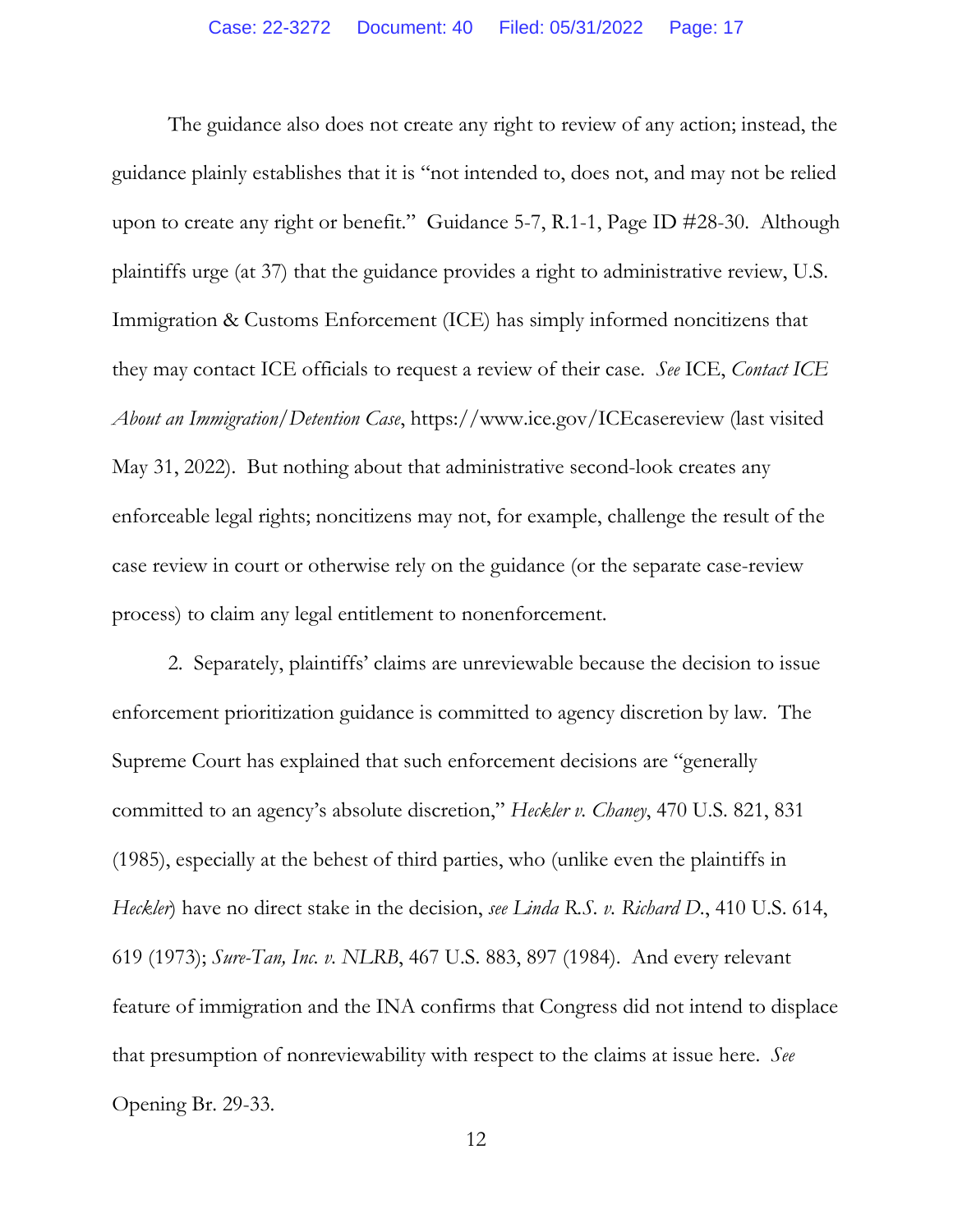The guidance also does not create any right to review of any action; instead, the guidance plainly establishes that it is "not intended to, does not, and may not be relied upon to create any right or benefit." Guidance 5-7, R.1-1, Page ID #28-30. Although plaintiffs urge (at 37) that the guidance provides a right to administrative review, U.S. Immigration & Customs Enforcement (ICE) has simply informed noncitizens that they may contact ICE officials to request a review of their case. *See* ICE, *Contact ICE About an Immigration/Detention Case*, https://www.ice.gov/ICEcasereview (last visited May 31, 2022). But nothing about that administrative second-look creates any enforceable legal rights; noncitizens may not, for example, challenge the result of the case review in court or otherwise rely on the guidance (or the separate case-review process) to claim any legal entitlement to nonenforcement.

2. Separately, plaintiffs' claims are unreviewable because the decision to issue enforcement prioritization guidance is committed to agency discretion by law. The Supreme Court has explained that such enforcement decisions are "generally committed to an agency's absolute discretion," *Heckler v. Chaney*, 470 U.S. 821, 831 (1985), especially at the behest of third parties, who (unlike even the plaintiffs in *Heckler*) have no direct stake in the decision, *see Linda R.S. v. Richard D.*, 410 U.S. 614, 619 (1973); *Sure-Tan, Inc. v. NLRB*, 467 U.S. 883, 897 (1984). And every relevant feature of immigration and the INA confirms that Congress did not intend to displace that presumption of nonreviewability with respect to the claims at issue here. *See* Opening Br. 29-33.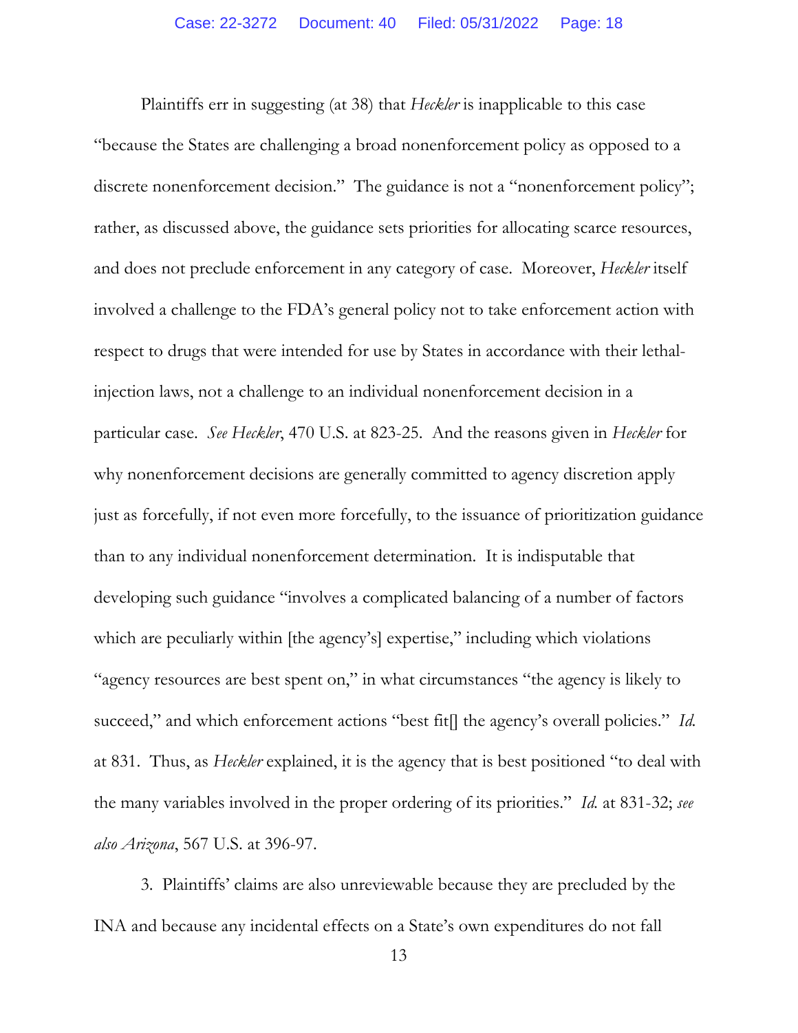Plaintiffs err in suggesting (at 38) that *Heckler* is inapplicable to this case "because the States are challenging a broad nonenforcement policy as opposed to a discrete nonenforcement decision." The guidance is not a "nonenforcement policy"; rather, as discussed above, the guidance sets priorities for allocating scarce resources, and does not preclude enforcement in any category of case. Moreover, *Heckler* itself involved a challenge to the FDA's general policy not to take enforcement action with respect to drugs that were intended for use by States in accordance with their lethal-injection laws, not a challenge to an individual nonenforcement decision in a particular case. *See Heckler*, 470 U.S. at 823-25. And the reasons given in *Heckler* for why nonenforcement decisions are generally committed to agency discretion apply just as forcefully, if not even more forcefully, to the issuance of prioritization guidance than to any individual nonenforcement determination. It is indisputable that developing such guidance "involves a complicated balancing of a number of factors which are peculiarly within [the agency's] expertise," including which violations "agency resources are best spent on," in what circumstances "the agency is likely to succeed," and which enforcement actions "best fit[] the agency's overall policies." *Id.* at 831. Thus, as *Heckler* explained, it is the agency that is best positioned "to deal with the many variables involved in the proper ordering of its priorities." *Id.* at 831-32; *see also Arizona*, 567 U.S. at 396-97.

3. Plaintiffs' claims are also unreviewable because they are precluded by the INA and because any incidental effects on a State's own expenditures do not fall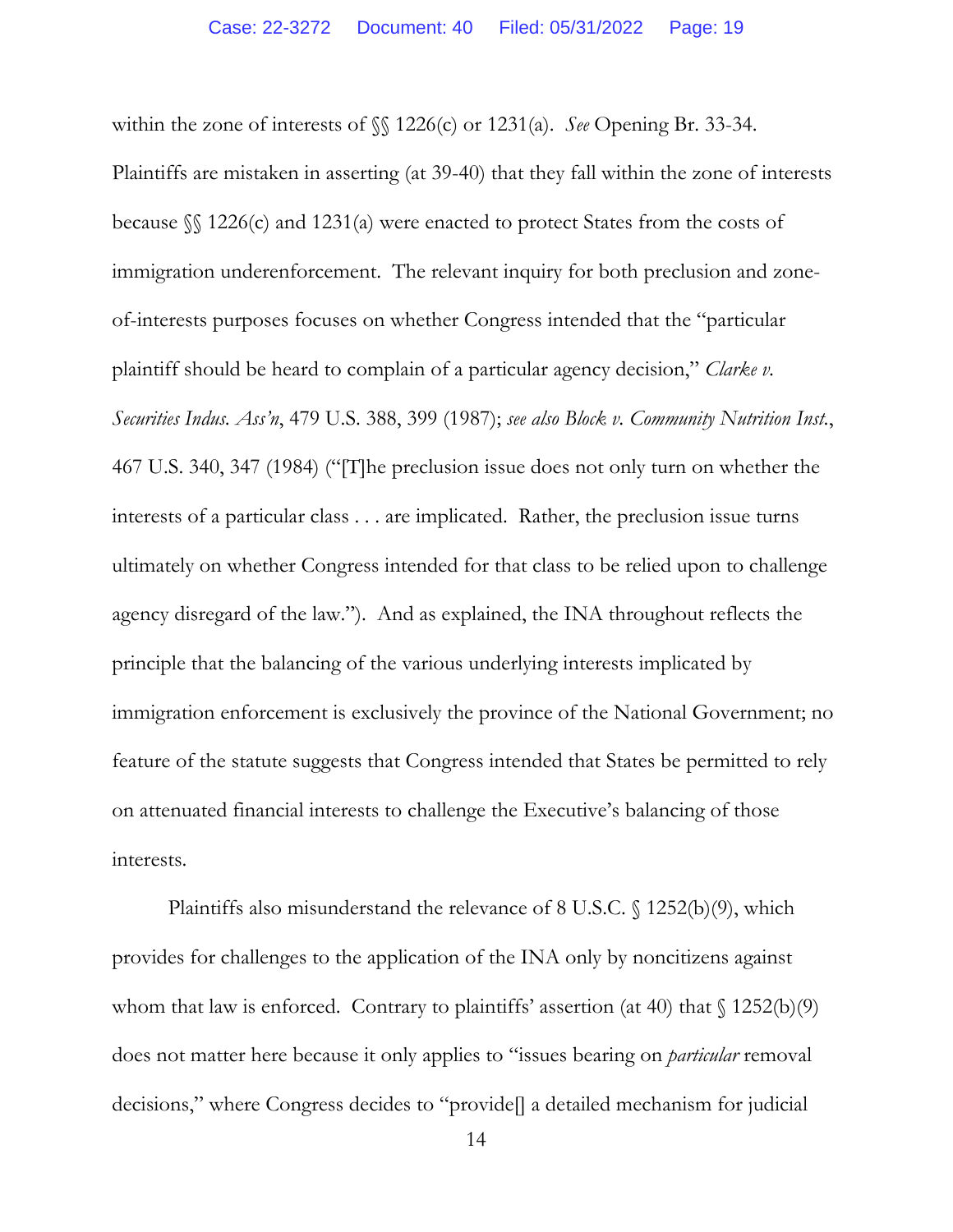within the zone of interests of §§ 1226(c) or 1231(a). *See* Opening Br. 33-34. Plaintiffs are mistaken in asserting (at 39-40) that they fall within the zone of interests because §§ 1226(c) and 1231(a) were enacted to protect States from the costs of immigration underenforcement. The relevant inquiry for both preclusion and zone-of-interests purposes focuses on whether Congress intended that the "particular plaintiff should be heard to complain of a particular agency decision," *Clarke v. Securities Indus. Ass'n*, 479 U.S. 388, 399 (1987); *see also Block v. Community Nutrition Inst.*, 467 U.S. 340, 347 (1984) ("[T]he preclusion issue does not only turn on whether the interests of a particular class . . . are implicated. Rather, the preclusion issue turns ultimately on whether Congress intended for that class to be relied upon to challenge agency disregard of the law."). And as explained, the INA throughout reflects the principle that the balancing of the various underlying interests implicated by immigration enforcement is exclusively the province of the National Government; no feature of the statute suggests that Congress intended that States be permitted to rely on attenuated financial interests to challenge the Executive's balancing of those interests.

Plaintiffs also misunderstand the relevance of 8 U.S.C. § 1252(b)(9), which provides for challenges to the application of the INA only by noncitizens against whom that law is enforced. Contrary to plaintiffs' assertion (at 40) that § 1252(b)(9) does not matter here because it only applies to "issues bearing on *particular* removal decisions," where Congress decides to "provide[] a detailed mechanism for judicial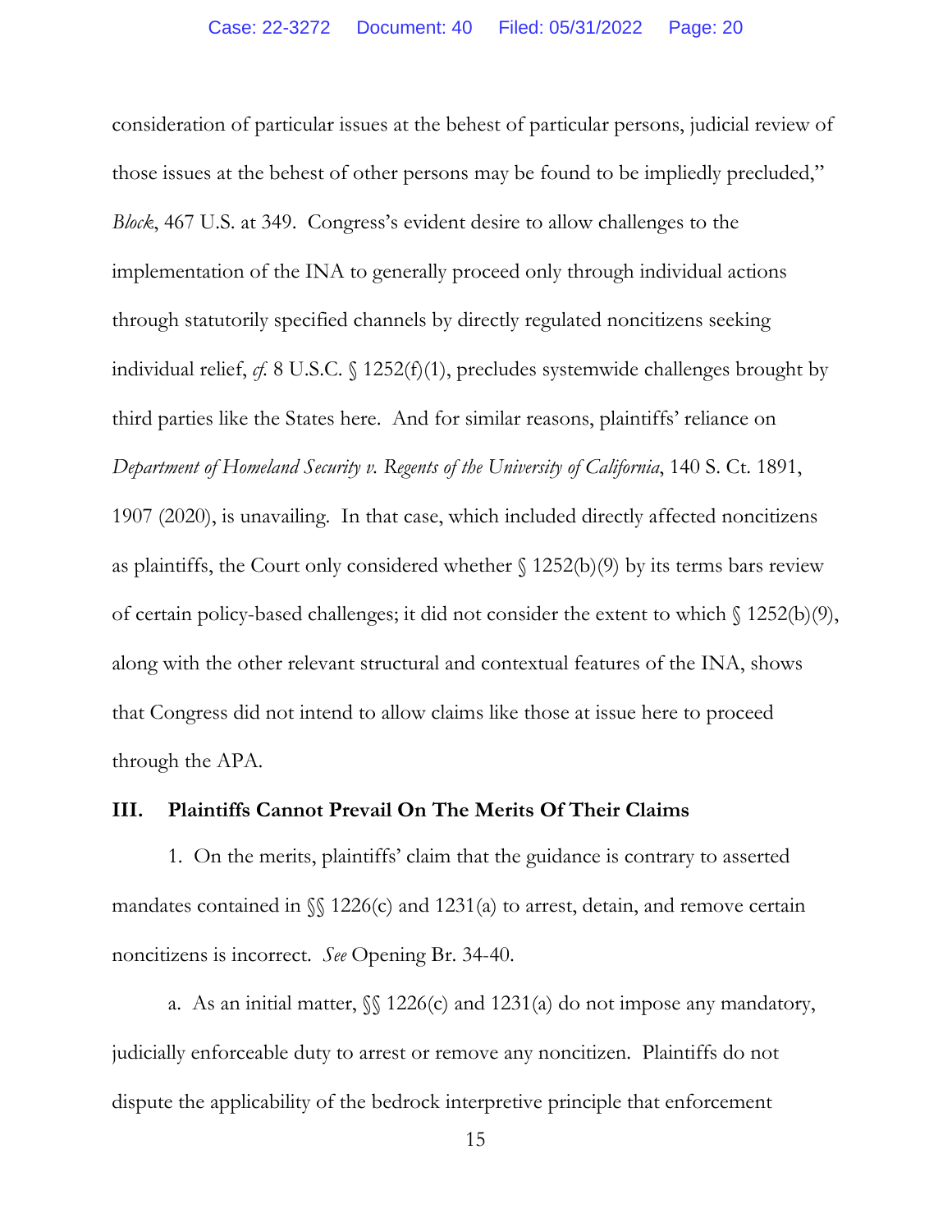consideration of particular issues at the behest of particular persons, judicial review of those issues at the behest of other persons may be found to be impliedly precluded," *Block*, 467 U.S. at 349. Congress's evident desire to allow challenges to the implementation of the INA to generally proceed only through individual actions through statutorily specified channels by directly regulated noncitizens seeking individual relief, *cf.* 8 U.S.C. § 1252(f)(1), precludes systemwide challenges brought by third parties like the States here. And for similar reasons, plaintiffs' reliance on *Department of Homeland Security v. Regents of the University of California*, 140 S. Ct. 1891, 1907 (2020), is unavailing. In that case, which included directly affected noncitizens as plaintiffs, the Court only considered whether § 1252(b)(9) by its terms bars review of certain policy-based challenges; it did not consider the extent to which § 1252(b)(9), along with the other relevant structural and contextual features of the INA, shows that Congress did not intend to allow claims like those at issue here to proceed through the APA.

## III. Plaintiffs Cannot Prevail On The Merits Of Their Claims

1. On the merits, plaintiffs' claim that the guidance is contrary to asserted mandates contained in §§ 1226(c) and 1231(a) to arrest, detain, and remove certain noncitizens is incorrect. *See* Opening Br. 34-40.

a. As an initial matter, §§ 1226(c) and 1231(a) do not impose any mandatory, judicially enforceable duty to arrest or remove any noncitizen. Plaintiffs do not dispute the applicability of the bedrock interpretive principle that enforcement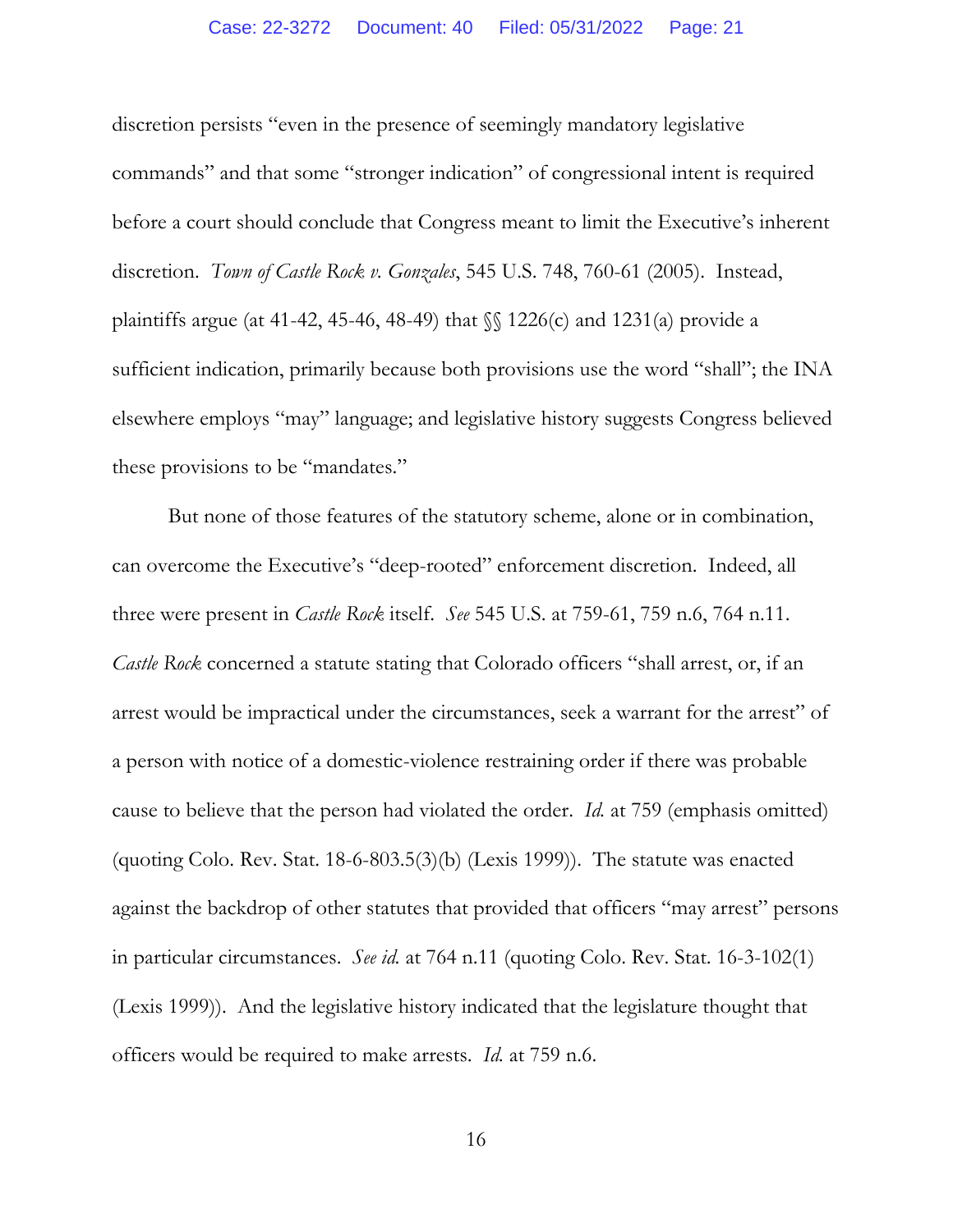discretion persists "even in the presence of seemingly mandatory legislative commands" and that some "stronger indication" of congressional intent is required before a court should conclude that Congress meant to limit the Executive's inherent discretion. *Town of Castle Rock v. Gonzales*, 545 U.S. 748, 760-61 (2005). Instead, plaintiffs argue (at 41-42, 45-46, 48-49) that §§ 1226(c) and 1231(a) provide a sufficient indication, primarily because both provisions use the word "shall"; the INA elsewhere employs "may" language; and legislative history suggests Congress believed these provisions to be "mandates."

But none of those features of the statutory scheme, alone or in combination, can overcome the Executive's "deep-rooted" enforcement discretion. Indeed, all three were present in *Castle Rock* itself. *See* 545 U.S. at 759-61, 759 n.6, 764 n.11. *Castle Rock* concerned a statute stating that Colorado officers "shall arrest, or, if an arrest would be impractical under the circumstances, seek a warrant for the arrest" of a person with notice of a domestic-violence restraining order if there was probable cause to believe that the person had violated the order. *Id.* at 759 (emphasis omitted) (quoting Colo. Rev. Stat. 18-6-803.5(3)(b) (Lexis 1999)). The statute was enacted against the backdrop of other statutes that provided that officers "may arrest" persons in particular circumstances. *See id.* at 764 n.11 (quoting Colo. Rev. Stat. 16-3-102(1) (Lexis 1999)). And the legislative history indicated that the legislature thought that officers would be required to make arrests. *Id.* at 759 n.6.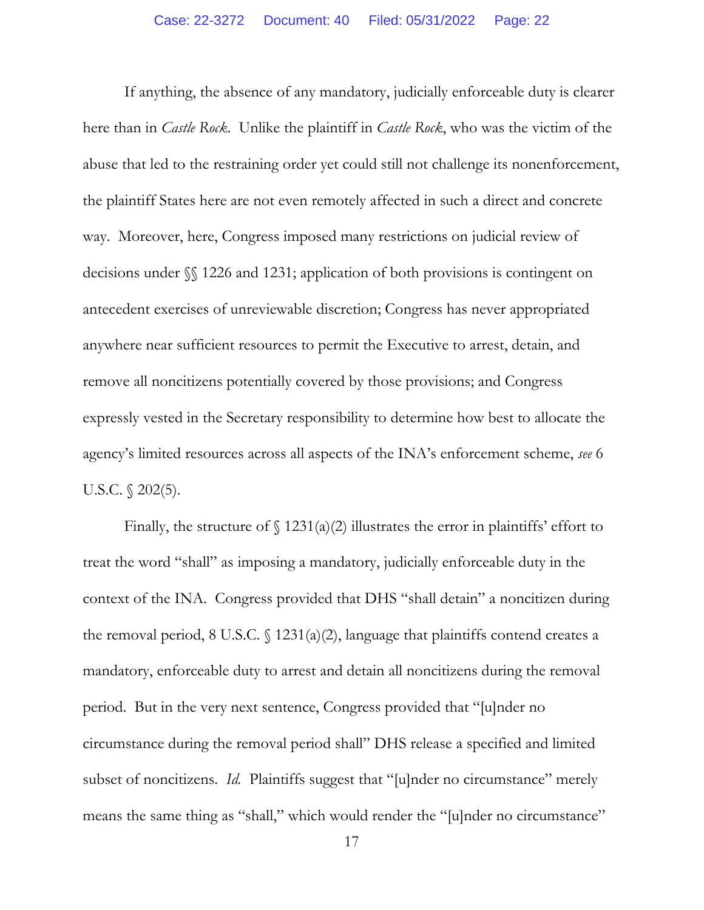If anything, the absence of any mandatory, judicially enforceable duty is clearer here than in *Castle Rock*. Unlike the plaintiff in *Castle Rock*, who was the victim of the abuse that led to the restraining order yet could still not challenge its nonenforcement, the plaintiff States here are not even remotely affected in such a direct and concrete way. Moreover, here, Congress imposed many restrictions on judicial review of decisions under §§ 1226 and 1231; application of both provisions is contingent on antecedent exercises of unreviewable discretion; Congress has never appropriated anywhere near sufficient resources to permit the Executive to arrest, detain, and remove all noncitizens potentially covered by those provisions; and Congress expressly vested in the Secretary responsibility to determine how best to allocate the agency's limited resources across all aspects of the INA's enforcement scheme, *see* 6 U.S.C. § 202(5).

Finally, the structure of § 1231(a)(2) illustrates the error in plaintiffs' effort to treat the word "shall" as imposing a mandatory, judicially enforceable duty in the context of the INA. Congress provided that DHS "shall detain" a noncitizen during the removal period, 8 U.S.C. § 1231(a)(2), language that plaintiffs contend creates a mandatory, enforceable duty to arrest and detain all noncitizens during the removal period. But in the very next sentence, Congress provided that "[u]nder no circumstance during the removal period shall" DHS release a specified and limited subset of noncitizens. *Id.* Plaintiffs suggest that "[u]nder no circumstance" merely means the same thing as "shall," which would render the "[u]nder no circumstance"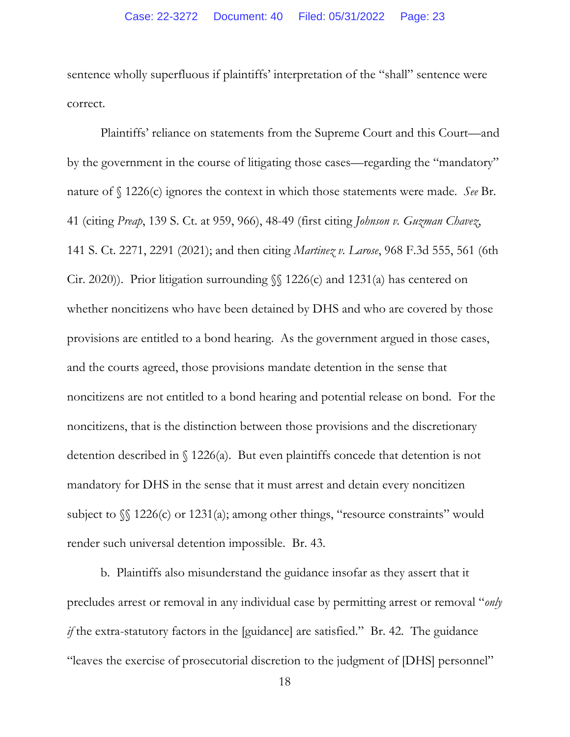sentence wholly superfluous if plaintiffs' interpretation of the "shall" sentence were correct.

Plaintiffs' reliance on statements from the Supreme Court and this Court—and by the government in the course of litigating those cases—regarding the "mandatory" nature of § 1226(c) ignores the context in which those statements were made. *See* Br. 41 (citing *Preap*, 139 S. Ct. at 959, 966), 48-49 (first citing *Johnson v. Guzman Chavez*, 141 S. Ct. 2271, 2291 (2021); and then citing *Martinez v. Larose*, 968 F.3d 555, 561 (6th Cir. 2020)). Prior litigation surrounding §§ 1226(c) and 1231(a) has centered on whether noncitizens who have been detained by DHS and who are covered by those provisions are entitled to a bond hearing. As the government argued in those cases, and the courts agreed, those provisions mandate detention in the sense that noncitizens are not entitled to a bond hearing and potential release on bond. For the noncitizens, that is the distinction between those provisions and the discretionary detention described in § 1226(a). But even plaintiffs concede that detention is not mandatory for DHS in the sense that it must arrest and detain every noncitizen subject to §§ 1226(c) or 1231(a); among other things, "resource constraints" would render such universal detention impossible. Br. 43.

b. Plaintiffs also misunderstand the guidance insofar as they assert that it precludes arrest or removal in any individual case by permitting arrest or removal "*only if* the extra-statutory factors in the [guidance] are satisfied." Br. 42. The guidance "leaves the exercise of prosecutorial discretion to the judgment of [DHS] personnel"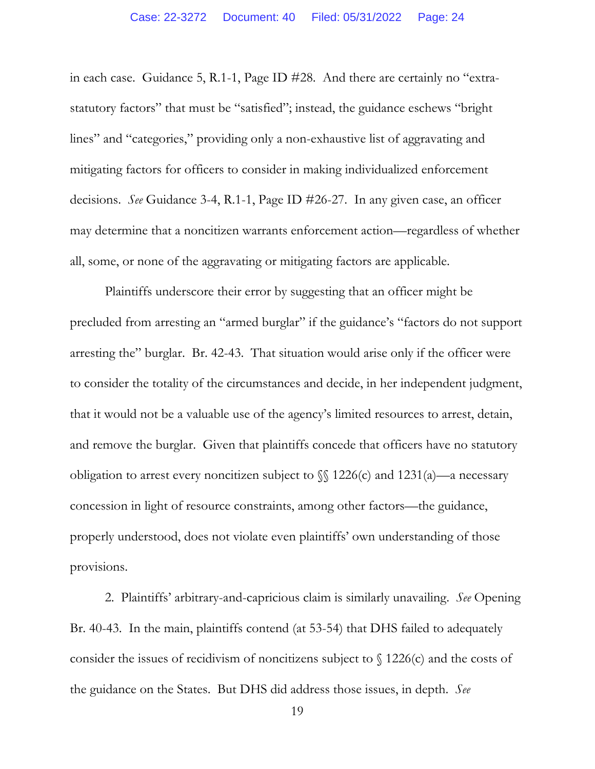in each case. Guidance 5, R.1-1, Page ID #28. And there are certainly no "extra-statutory factors" that must be "satisfied"; instead, the guidance eschews "bright lines" and "categories," providing only a non-exhaustive list of aggravating and mitigating factors for officers to consider in making individualized enforcement decisions. *See* Guidance 3-4, R.1-1, Page ID #26-27. In any given case, an officer may determine that a noncitizen warrants enforcement action—regardless of whether all, some, or none of the aggravating or mitigating factors are applicable.

Plaintiffs underscore their error by suggesting that an officer might be precluded from arresting an "armed burglar" if the guidance's "factors do not support arresting the" burglar. Br. 42-43. That situation would arise only if the officer were to consider the totality of the circumstances and decide, in her independent judgment, that it would not be a valuable use of the agency's limited resources to arrest, detain, and remove the burglar. Given that plaintiffs concede that officers have no statutory obligation to arrest every noncitizen subject to §§ 1226(c) and 1231(a)—a necessary concession in light of resource constraints, among other factors—the guidance, properly understood, does not violate even plaintiffs' own understanding of those provisions.

2. Plaintiffs' arbitrary-and-capricious claim is similarly unavailing. *See* Opening Br. 40-43. In the main, plaintiffs contend (at 53-54) that DHS failed to adequately consider the issues of recidivism of noncitizens subject to § 1226(c) and the costs of the guidance on the States. But DHS did address those issues, in depth. *See*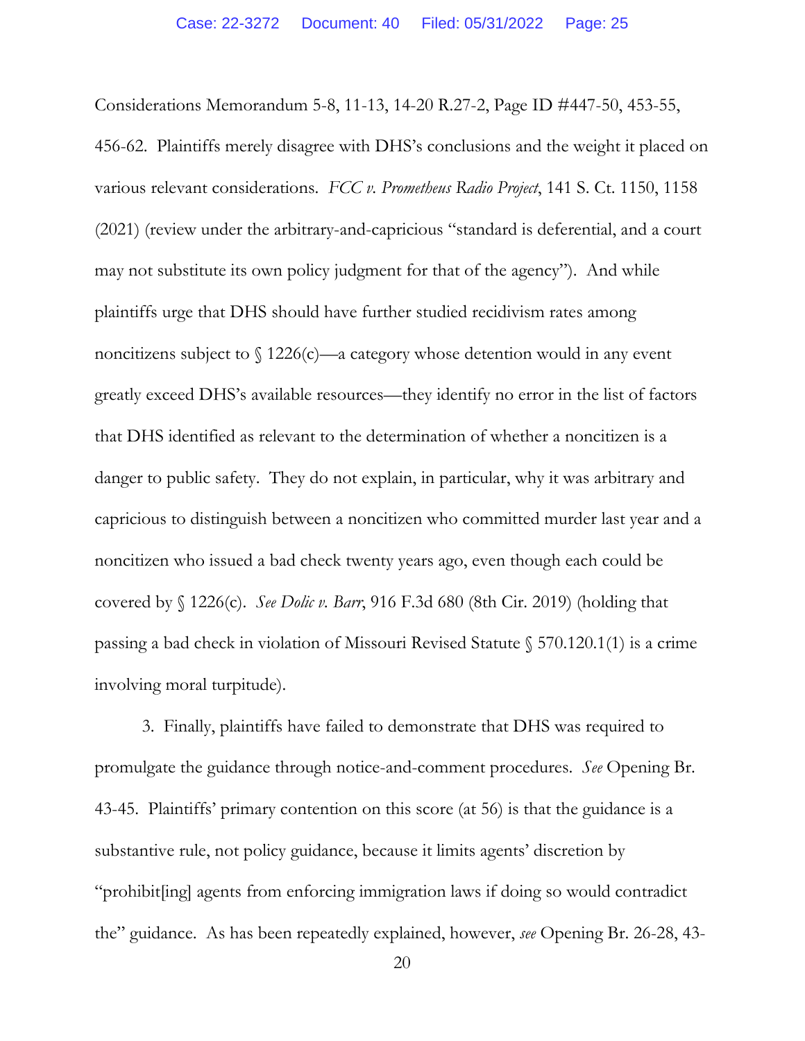Considerations Memorandum 5-8, 11-13, 14-20 R.27-2, Page ID #447-50, 453-55, 456-62. Plaintiffs merely disagree with DHS's conclusions and the weight it placed on various relevant considerations. *FCC v. Prometheus Radio Project*, 141 S. Ct. 1150, 1158 (2021) (review under the arbitrary-and-capricious "standard is deferential, and a court may not substitute its own policy judgment for that of the agency"). And while plaintiffs urge that DHS should have further studied recidivism rates among noncitizens subject to § 1226(c)—a category whose detention would in any event greatly exceed DHS's available resources—they identify no error in the list of factors that DHS identified as relevant to the determination of whether a noncitizen is a danger to public safety. They do not explain, in particular, why it was arbitrary and capricious to distinguish between a noncitizen who committed murder last year and a noncitizen who issued a bad check twenty years ago, even though each could be covered by § 1226(c). *See Dolic v. Barr*, 916 F.3d 680 (8th Cir. 2019) (holding that passing a bad check in violation of Missouri Revised Statute § 570.120.1(1) is a crime involving moral turpitude).

3. Finally, plaintiffs have failed to demonstrate that DHS was required to promulgate the guidance through notice-and-comment procedures. *See* Opening Br. 43-45. Plaintiffs' primary contention on this score (at 56) is that the guidance is a substantive rule, not policy guidance, because it limits agents' discretion by "prohibit[ing] agents from enforcing immigration laws if doing so would contradict the" guidance. As has been repeatedly explained, however, *see* Opening Br. 26-28, 43-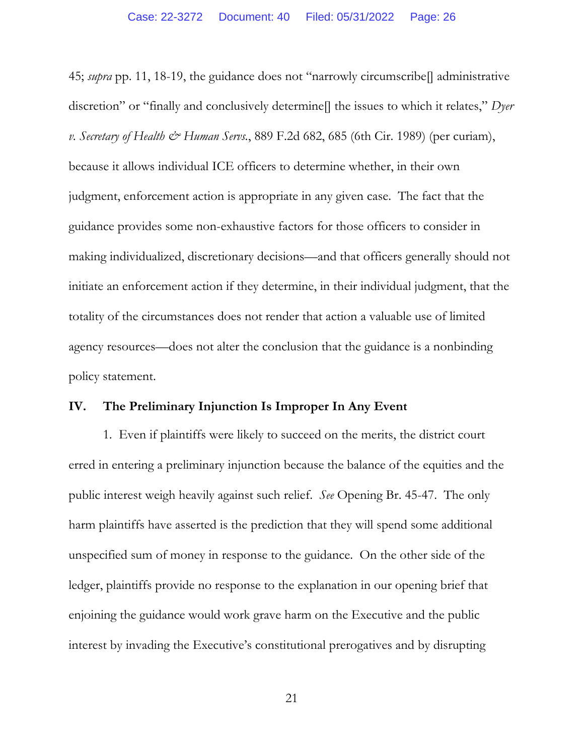45; *supra* pp. 11, 18-19, the guidance does not "narrowly circumscribe[] administrative discretion" or "finally and conclusively determine[] the issues to which it relates," *Dyer v. Secretary of Health & Human Servs.*, 889 F.2d 682, 685 (6th Cir. 1989) (per curiam), because it allows individual ICE officers to determine whether, in their own judgment, enforcement action is appropriate in any given case. The fact that the guidance provides some non-exhaustive factors for those officers to consider in making individualized, discretionary decisions—and that officers generally should not initiate an enforcement action if they determine, in their individual judgment, that the totality of the circumstances does not render that action a valuable use of limited agency resources—does not alter the conclusion that the guidance is a nonbinding policy statement.

## IV. The Preliminary Injunction Is Improper In Any Event

1. Even if plaintiffs were likely to succeed on the merits, the district court erred in entering a preliminary injunction because the balance of the equities and the public interest weigh heavily against such relief. *See* Opening Br. 45-47. The only harm plaintiffs have asserted is the prediction that they will spend some additional unspecified sum of money in response to the guidance. On the other side of the ledger, plaintiffs provide no response to the explanation in our opening brief that enjoining the guidance would work grave harm on the Executive and the public interest by invading the Executive's constitutional prerogatives and by disrupting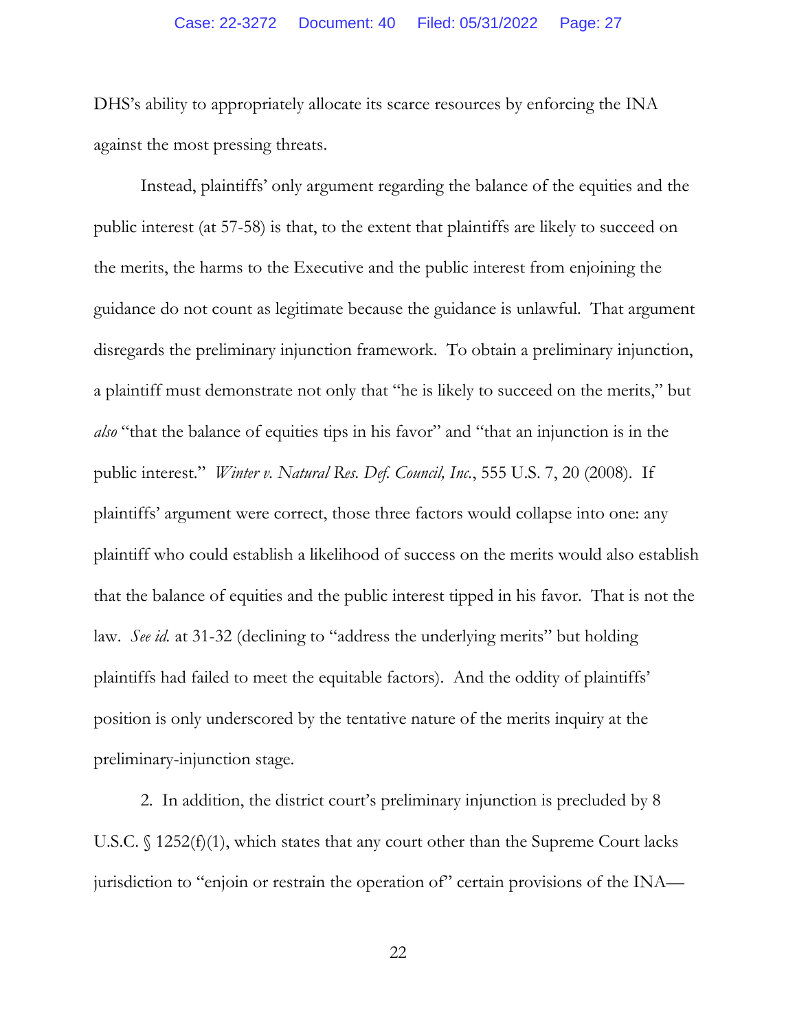DHS's ability to appropriately allocate its scarce resources by enforcing the INA against the most pressing threats.

Instead, plaintiffs' only argument regarding the balance of the equities and the public interest (at 57-58) is that, to the extent that plaintiffs are likely to succeed on the merits, the harms to the Executive and the public interest from enjoining the guidance do not count as legitimate because the guidance is unlawful. That argument disregards the preliminary injunction framework. To obtain a preliminary injunction, a plaintiff must demonstrate not only that "he is likely to succeed on the merits," but *also* "that the balance of equities tips in his favor" and "that an injunction is in the public interest." *Winter v. Natural Res. Def. Council, Inc.*, 555 U.S. 7, 20 (2008). If plaintiffs' argument were correct, those three factors would collapse into one: any plaintiff who could establish a likelihood of success on the merits would also establish that the balance of equities and the public interest tipped in his favor. That is not the law. *See id.* at 31-32 (declining to "address the underlying merits" but holding plaintiffs had failed to meet the equitable factors). And the oddity of plaintiffs' position is only underscored by the tentative nature of the merits inquiry at the preliminary-injunction stage.

2. In addition, the district court's preliminary injunction is precluded by 8 U.S.C. § 1252(f)(1), which states that any court other than the Supreme Court lacks jurisdiction to "enjoin or restrain the operation of" certain provisions of the INA—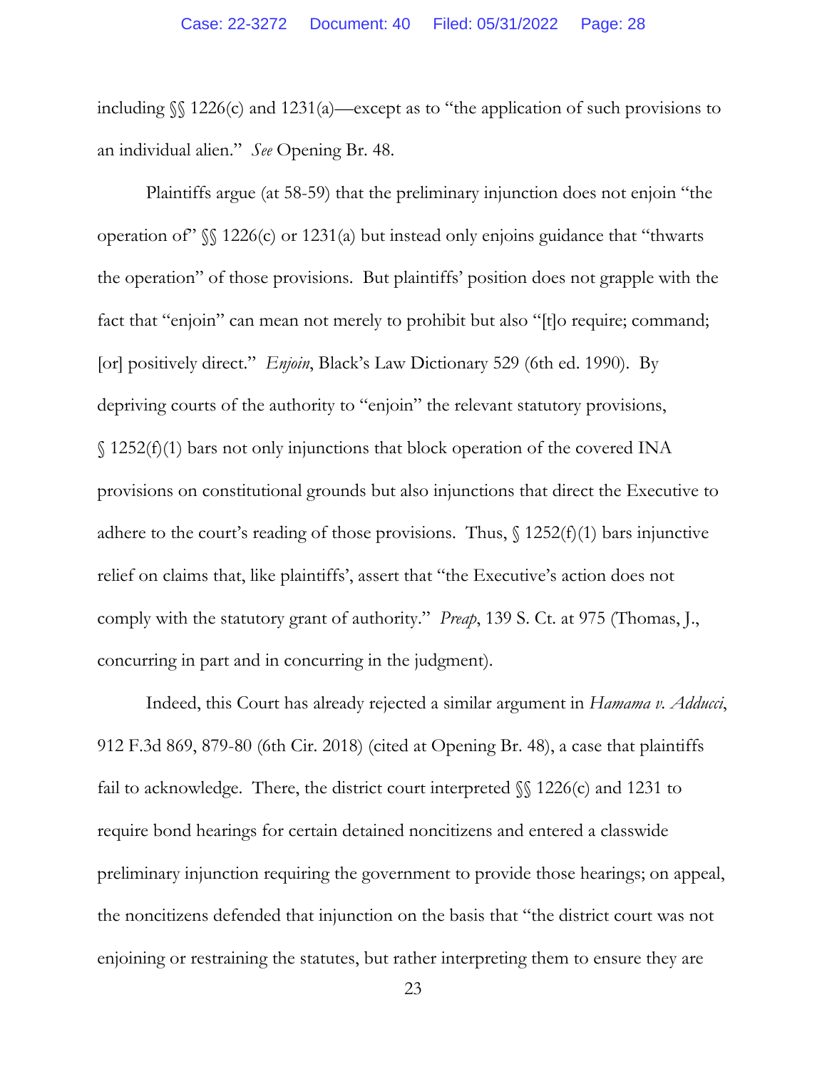including §§ 1226(c) and 1231(a)—except as to "the application of such provisions to an individual alien." *See* Opening Br. 48.

Plaintiffs argue (at 58-59) that the preliminary injunction does not enjoin "the operation of" §§ 1226(c) or 1231(a) but instead only enjoins guidance that "thwarts the operation" of those provisions. But plaintiffs' position does not grapple with the fact that "enjoin" can mean not merely to prohibit but also "[t]o require; command; [or] positively direct." *Enjoin*, Black's Law Dictionary 529 (6th ed. 1990). By depriving courts of the authority to "enjoin" the relevant statutory provisions, § 1252(f)(1) bars not only injunctions that block operation of the covered INA provisions on constitutional grounds but also injunctions that direct the Executive to adhere to the court's reading of those provisions. Thus, § 1252(f)(1) bars injunctive relief on claims that, like plaintiffs', assert that "the Executive's action does not comply with the statutory grant of authority." *Preap*, 139 S. Ct. at 975 (Thomas, J., concurring in part and in concurring in the judgment).

Indeed, this Court has already rejected a similar argument in *Hamama v. Adducci*, 912 F.3d 869, 879-80 (6th Cir. 2018) (cited at Opening Br. 48), a case that plaintiffs fail to acknowledge. There, the district court interpreted §§ 1226(c) and 1231 to require bond hearings for certain detained noncitizens and entered a classwide preliminary injunction requiring the government to provide those hearings; on appeal, the noncitizens defended that injunction on the basis that "the district court was not enjoining or restraining the statutes, but rather interpreting them to ensure they are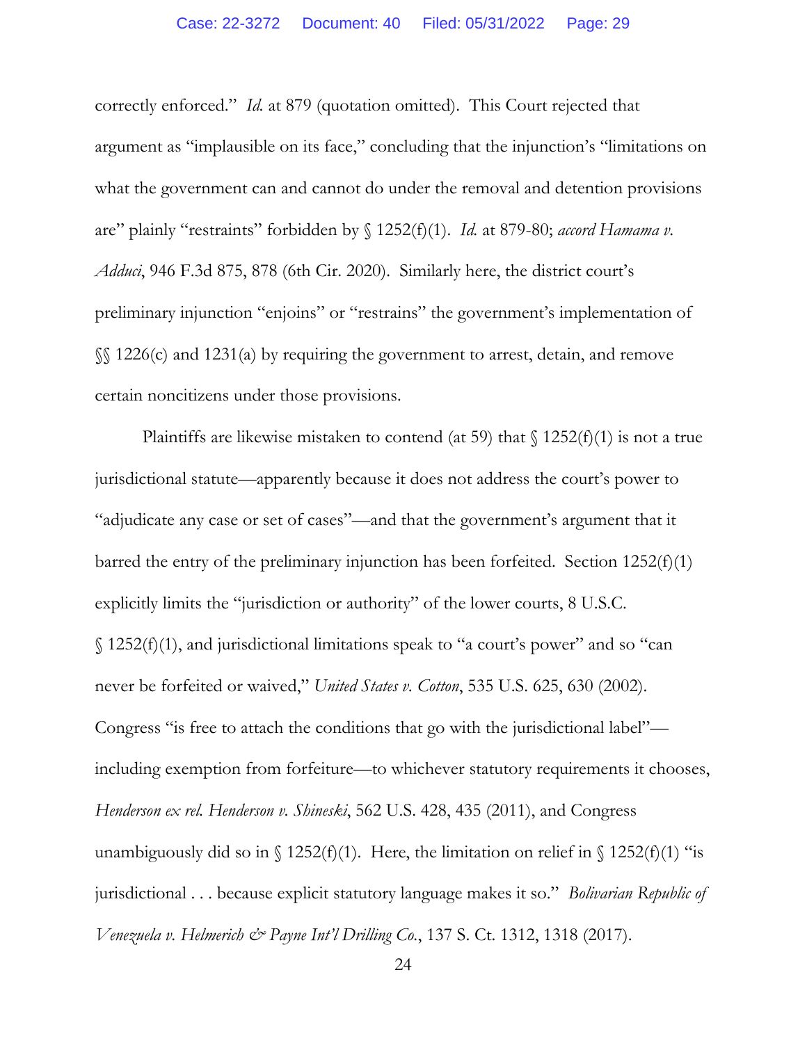correctly enforced." *Id.* at 879 (quotation omitted). This Court rejected that argument as "implausible on its face," concluding that the injunction's "limitations on what the government can and cannot do under the removal and detention provisions are" plainly "restraints" forbidden by § 1252(f)(1). *Id.* at 879-80; *accord Hamama v. Adduci*, 946 F.3d 875, 878 (6th Cir. 2020). Similarly here, the district court's preliminary injunction "enjoins" or "restrains" the government's implementation of §§ 1226(c) and 1231(a) by requiring the government to arrest, detain, and remove certain noncitizens under those provisions.

Plaintiffs are likewise mistaken to contend (at 59) that § 1252(f)(1) is not a true jurisdictional statute—apparently because it does not address the court's power to "adjudicate any case or set of cases"—and that the government's argument that it barred the entry of the preliminary injunction has been forfeited. Section 1252(f)(1) explicitly limits the "jurisdiction or authority" of the lower courts, 8 U.S.C. § 1252(f)(1), and jurisdictional limitations speak to "a court's power" and so "can never be forfeited or waived," *United States v. Cotton*, 535 U.S. 625, 630 (2002). Congress "is free to attach the conditions that go with the jurisdictional label"—including exemption from forfeiture—to whichever statutory requirements it chooses, *Henderson ex rel. Henderson v. Shineski*, 562 U.S. 428, 435 (2011), and Congress unambiguously did so in § 1252(f)(1). Here, the limitation on relief in § 1252(f)(1) "is jurisdictional . . . because explicit statutory language makes it so." *Bolivarian Republic of Venezuela v. Helmerich & Payne Int'l Drilling Co.*, 137 S. Ct. 1312, 1318 (2017).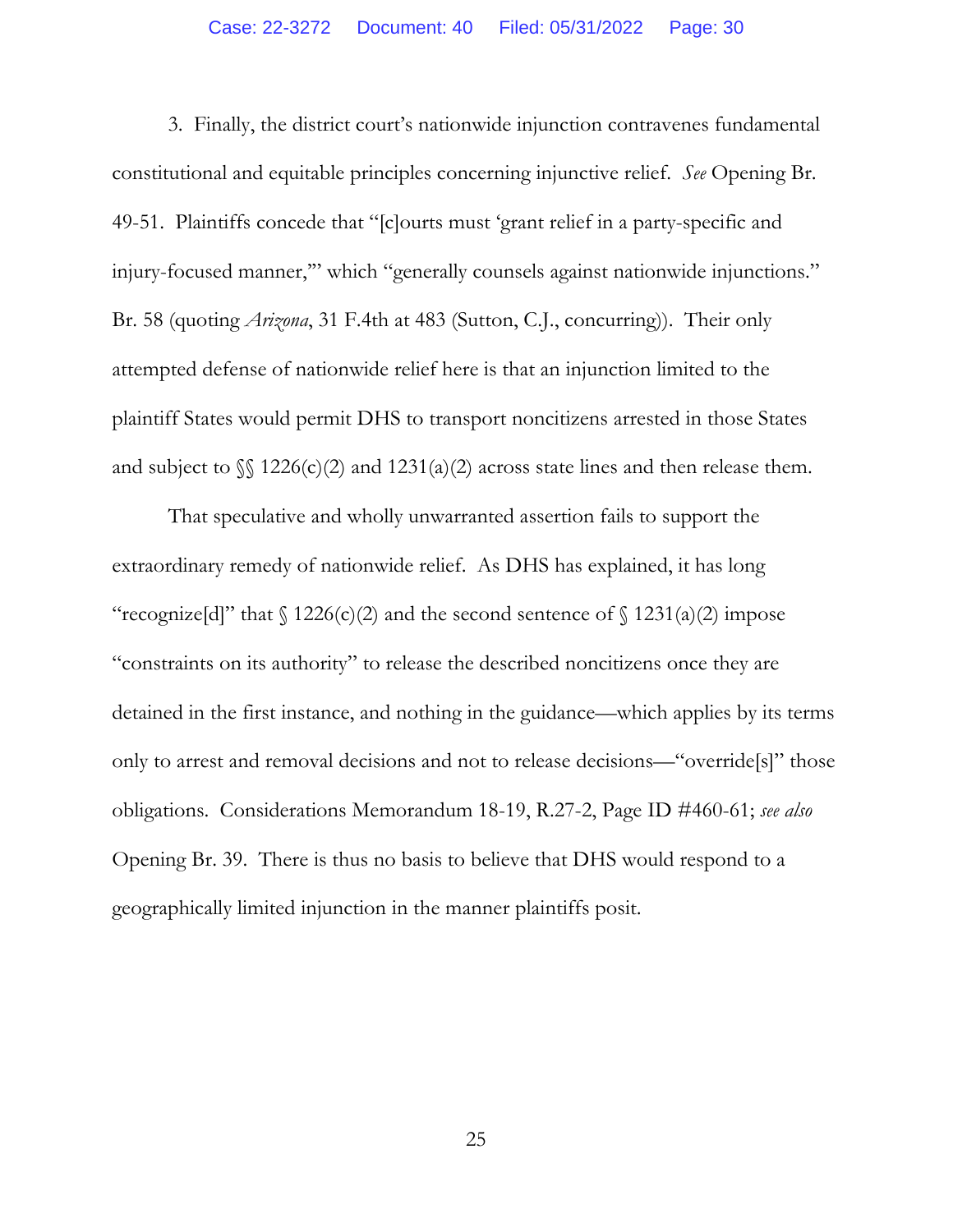3. Finally, the district court's nationwide injunction contravenes fundamental constitutional and equitable principles concerning injunctive relief. *See* Opening Br. 49-51. Plaintiffs concede that "[c]ourts must 'grant relief in a party-specific and injury-focused manner,'" which "generally counsels against nationwide injunctions." Br. 58 (quoting *Arizona*, 31 F.4th at 483 (Sutton, C.J., concurring)). Their only attempted defense of nationwide relief here is that an injunction limited to the plaintiff States would permit DHS to transport noncitizens arrested in those States and subject to §§ 1226(c)(2) and 1231(a)(2) across state lines and then release them.

That speculative and wholly unwarranted assertion fails to support the extraordinary remedy of nationwide relief. As DHS has explained, it has long "recognize[d]" that § 1226(c)(2) and the second sentence of § 1231(a)(2) impose "constraints on its authority" to release the described noncitizens once they are detained in the first instance, and nothing in the guidance—which applies by its terms only to arrest and removal decisions and not to release decisions—"override[s]" those obligations. Considerations Memorandum 18-19, R.27-2, Page ID #460-61; *see also* Opening Br. 39. There is thus no basis to believe that DHS would respond to a geographically limited injunction in the manner plaintiffs posit.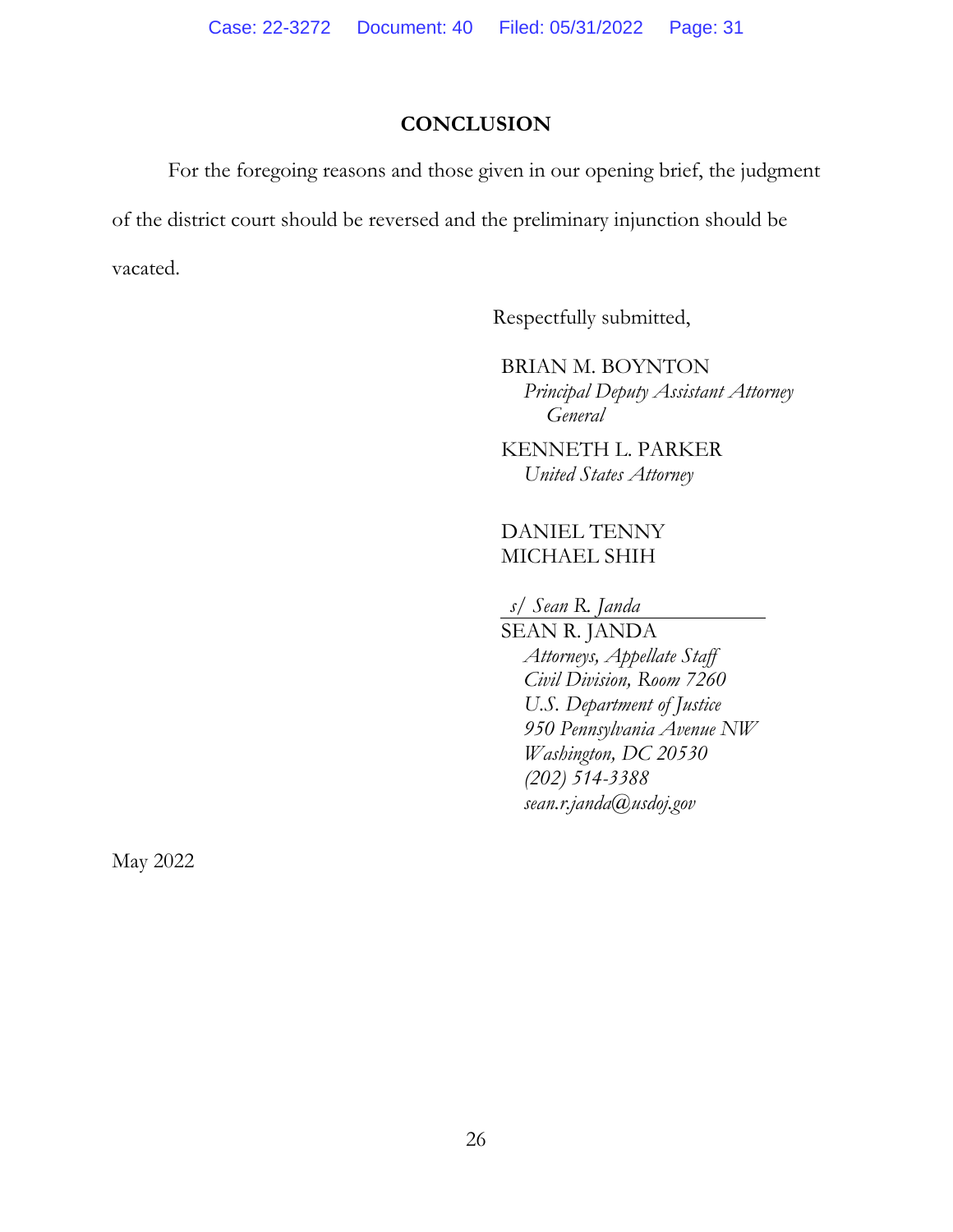## CONCLUSION

For the foregoing reasons and those given in our opening brief, the judgment of the district court should be reversed and the preliminary injunction should be vacated.

Respectfully submitted,

BRIAN M. BOYNTON
*Principal Deputy Assistant Attorney General*

KENNETH L. PARKER
*United States Attorney*

DANIEL TENNY
MICHAEL SHIH

*s/ Sean R. Janda*
SEAN R. JANDA
*Attorneys, Appellate Staff*
*Civil Division, Room 7260*
*U.S. Department of Justice*
*950 Pennsylvania Avenue NW*
*Washington, DC 20530*
*(202) 514-3388*
*sean.r.janda@usdoj.gov*

May 2022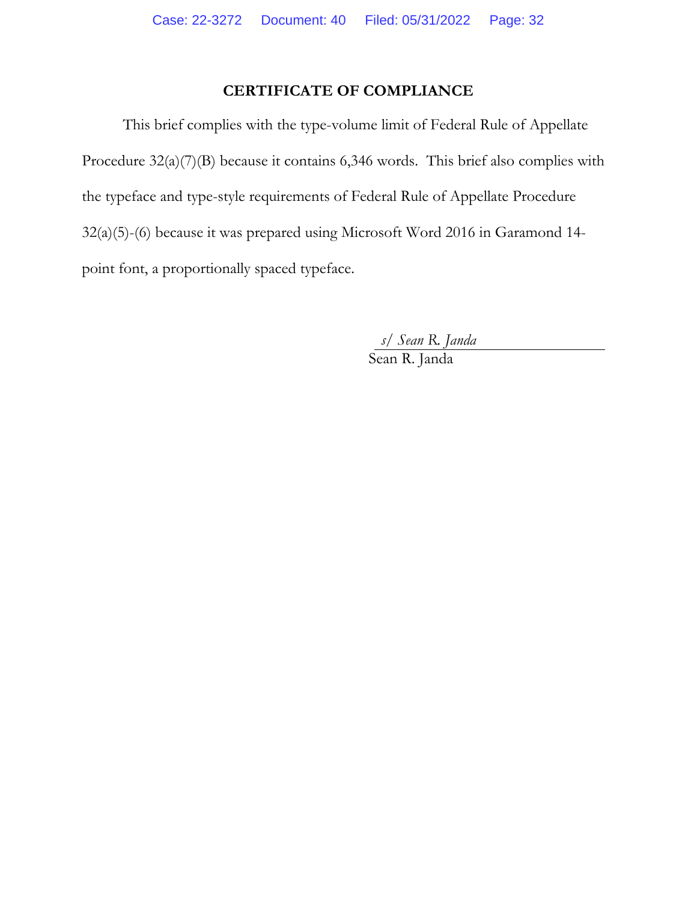## CERTIFICATE OF COMPLIANCE

This brief complies with the type-volume limit of Federal Rule of Appellate Procedure 32(a)(7)(B) because it contains 6,346 words. This brief also complies with the typeface and type-style requirements of Federal Rule of Appellate Procedure 32(a)(5)-(6) because it was prepared using Microsoft Word 2016 in Garamond 14-point font, a proportionally spaced typeface.

*s/ Sean R. Janda*
Sean R. Janda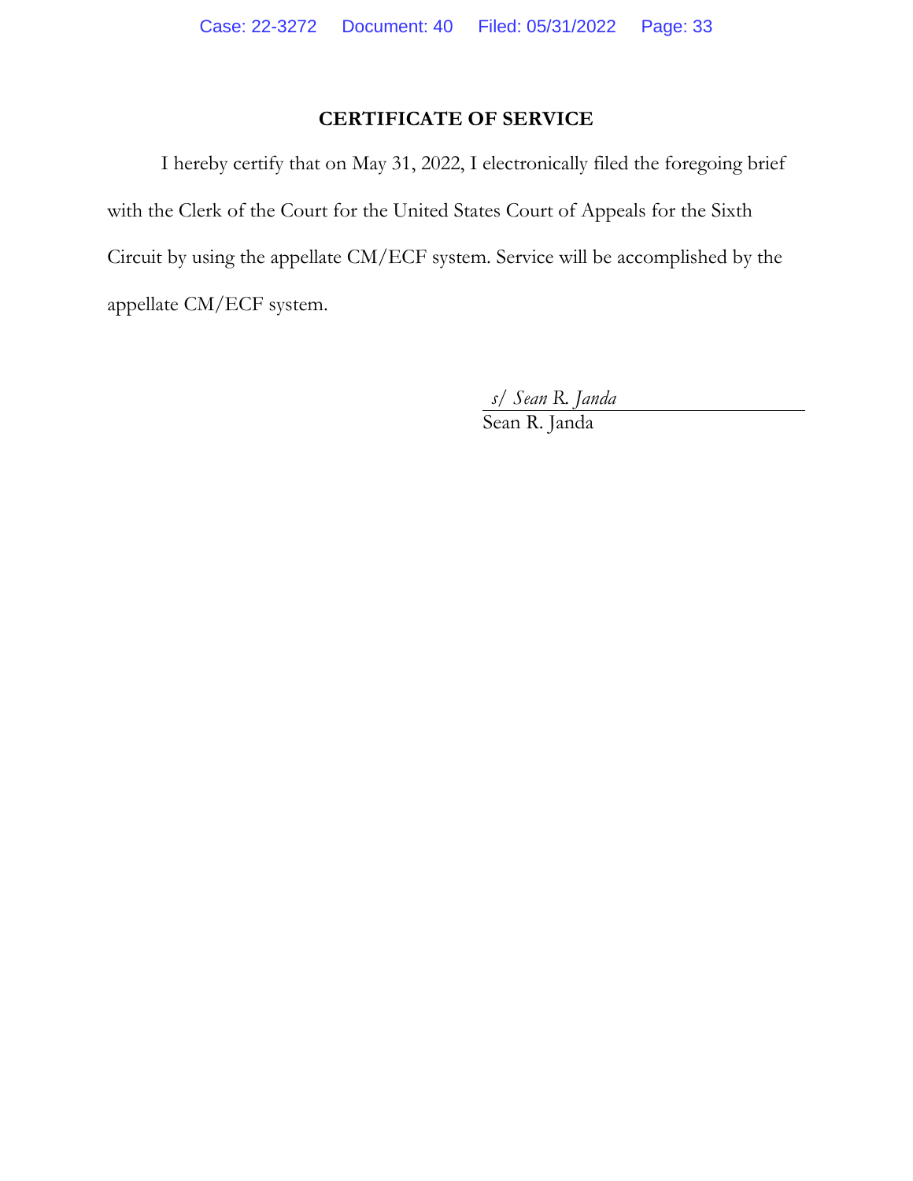## CERTIFICATE OF SERVICE

I hereby certify that on May 31, 2022, I electronically filed the foregoing brief with the Clerk of the Court for the United States Court of Appeals for the Sixth Circuit by using the appellate CM/ECF system. Service will be accomplished by the appellate CM/ECF system.

*s/ Sean R. Janda*
Sean R. Janda